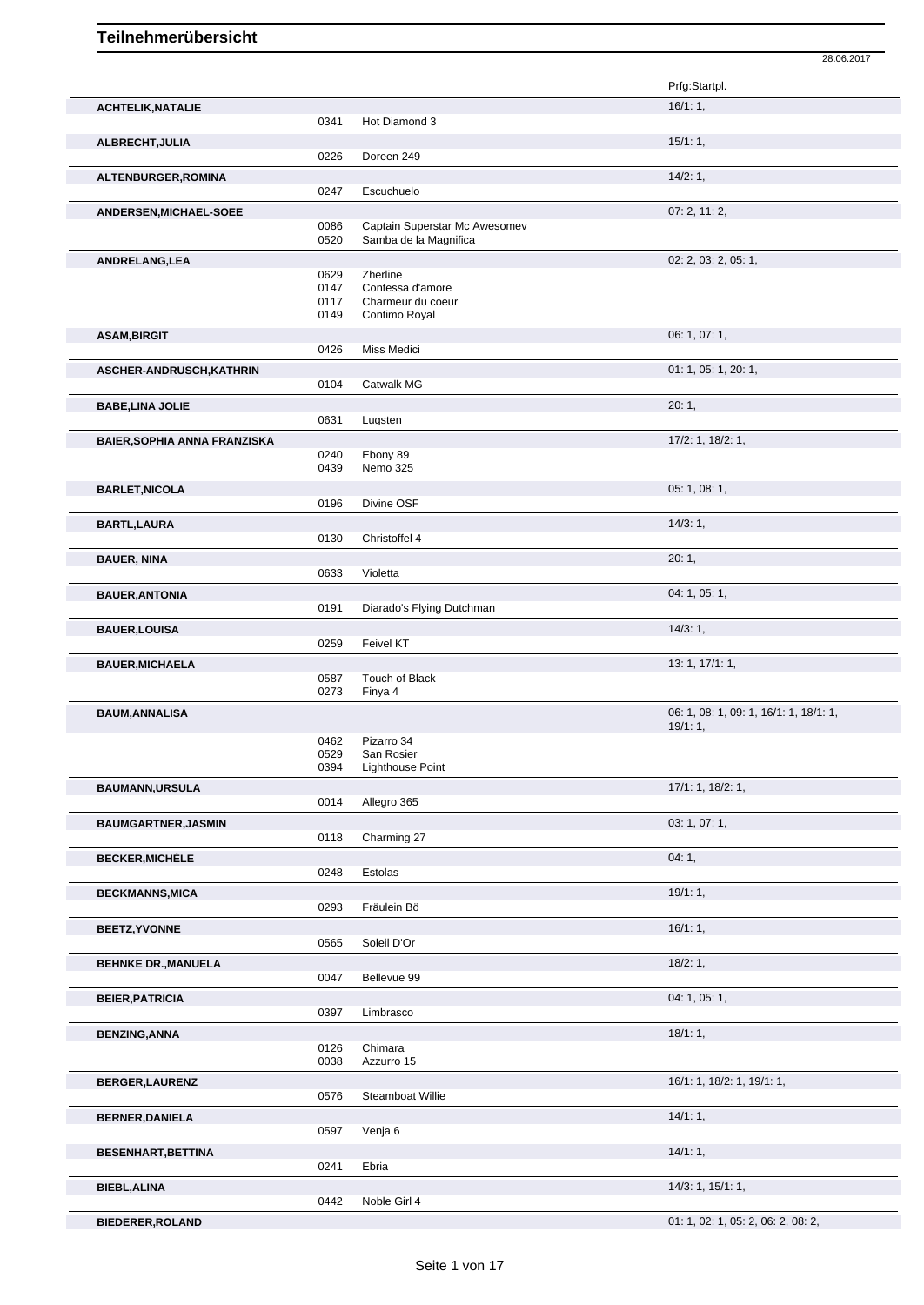# Teilnehmerübersicht

28.06.2017

| Name | Nr. | Pferd | Prfg:Startpl. |
|---|---|---|---|
| **ACHTELIK,NATALIE** | | | 16/1: 1, |
| | 0341 | Hot Diamond 3 | |
| **ALBRECHT,JULIA** | | | 15/1: 1, |
| | 0226 | Doreen 249 | |
| **ALTENBURGER,ROMINA** | | | 14/2: 1, |
| | 0247 | Escuchuelo | |
| **ANDERSEN,MICHAEL-SOEE** | | | 07: 2, 11: 2, |
| | 0086 | Captain Superstar Mc Awesomev | |
| | 0520 | Samba de la Magnifica | |
| **ANDRELANG,LEA** | | | 02: 2, 03: 2, 05: 1, |
| | 0629 | Zherline | |
| | 0147 | Contessa d'amore | |
| | 0117 | Charmeur du coeur | |
| | 0149 | Contimo Royal | |
| **ASAM,BIRGIT** | | | 06: 1, 07: 1, |
| | 0426 | Miss Medici | |
| **ASCHER-ANDRUSCH,KATHRIN** | | | 01: 1, 05: 1, 20: 1, |
| | 0104 | Catwalk MG | |
| **BABE,LINA JOLIE** | | | 20: 1, |
| | 0631 | Lugsten | |
| **BAIER,SOPHIA ANNA FRANZISKA** | | | 17/2: 1, 18/2: 1, |
| | 0240 | Ebony 89 | |
| | 0439 | Nemo 325 | |
| **BARLET,NICOLA** | | | 05: 1, 08: 1, |
| | 0196 | Divine OSF | |
| **BARTL,LAURA** | | | 14/3: 1, |
| | 0130 | Christoffel 4 | |
| **BAUER, NINA** | | | 20: 1, |
| | 0633 | Violetta | |
| **BAUER,ANTONIA** | | | 04: 1, 05: 1, |
| | 0191 | Diarado's Flying Dutchman | |
| **BAUER,LOUISA** | | | 14/3: 1, |
| | 0259 | Feivel KT | |
| **BAUER,MICHAELA** | | | 13: 1, 17/1: 1, |
| | 0587 | Touch of Black | |
| | 0273 | Finya 4 | |
| **BAUM,ANNALISA** | | | 06: 1, 08: 1, 09: 1, 16/1: 1, 18/1: 1, 19/1: 1, |
| | 0462 | Pizarro 34 | |
| | 0529 | San Rosier | |
| | 0394 | Lighthouse Point | |
| **BAUMANN,URSULA** | | | 17/1: 1, 18/2: 1, |
| | 0014 | Allegro 365 | |
| **BAUMGARTNER,JASMIN** | | | 03: 1, 07: 1, |
| | 0118 | Charming 27 | |
| **BECKER,MICHÈLE** | | | 04: 1, |
| | 0248 | Estolas | |
| **BECKMANNS,MICA** | | | 19/1: 1, |
| | 0293 | Fräulein Bö | |
| **BEETZ,YVONNE** | | | 16/1: 1, |
| | 0565 | Soleil D'Or | |
| **BEHNKE DR.,MANUELA** | | | 18/2: 1, |
| | 0047 | Bellevue 99 | |
| **BEIER,PATRICIA** | | | 04: 1, 05: 1, |
| | 0397 | Limbrasco | |
| **BENZING,ANNA** | | | 18/1: 1, |
| | 0126 | Chimara | |
| | 0038 | Azzurro 15 | |
| **BERGER,LAURENZ** | | | 16/1: 1, 18/2: 1, 19/1: 1, |
| | 0576 | Steamboat Willie | |
| **BERNER,DANIELA** | | | 14/1: 1, |
| | 0597 | Venja 6 | |
| **BESENHART,BETTINA** | | | 14/1: 1, |
| | 0241 | Ebria | |
| **BIEBL,ALINA** | | | 14/3: 1, 15/1: 1, |
| | 0442 | Noble Girl 4 | |
| **BIEDERER,ROLAND** | | | 01: 1, 02: 1, 05: 2, 06: 2, 08: 2, |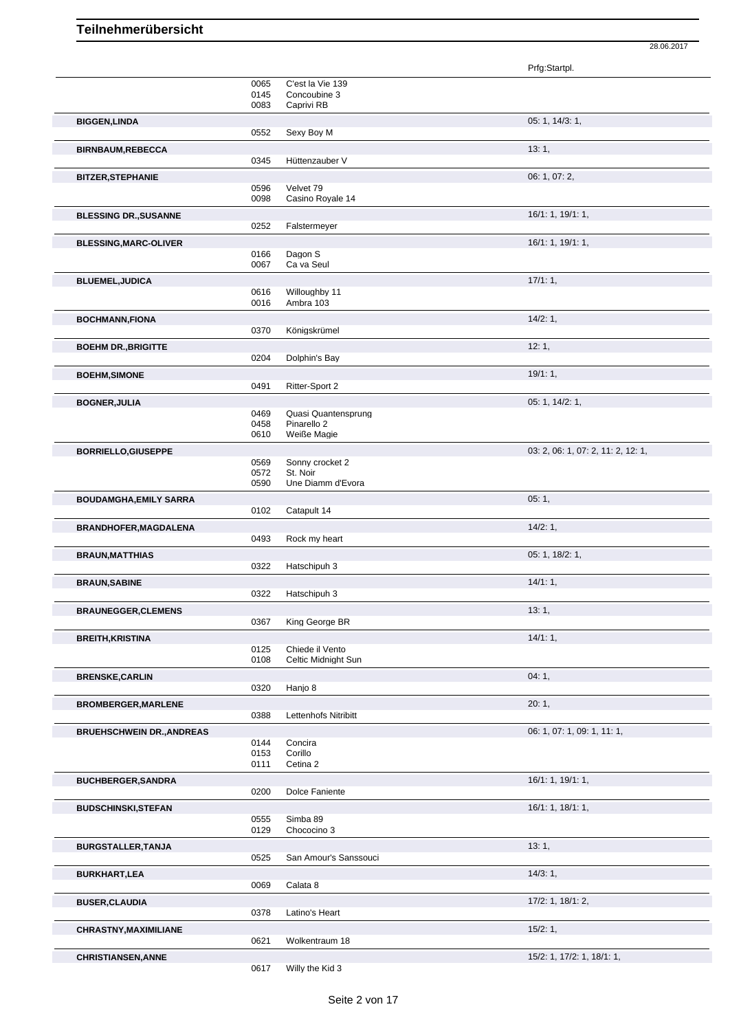# Teilnehmerübersicht

28.06.2017

| | | | Prfg:Startpl. |
|---|---|---|---|
| | 0065 | C'est la Vie 139 | |
| | 0145 | Concoubine 3 | |
| | 0083 | Caprivi RB | |
| **BIGGEN,LINDA** | | | 05: 1, 14/3: 1, |
| | 0552 | Sexy Boy M | |
| **BIRNBAUM,REBECCA** | | | 13: 1, |
| | 0345 | Hüttenzauber V | |
| **BITZER,STEPHANIE** | | | 06: 1, 07: 2, |
| | 0596 | Velvet 79 | |
| | 0098 | Casino Royale 14 | |
| **BLESSING DR.,SUSANNE** | | | 16/1: 1, 19/1: 1, |
| | 0252 | Falstermeyer | |
| **BLESSING,MARC-OLIVER** | | | 16/1: 1, 19/1: 1, |
| | 0166 | Dagon S | |
| | 0067 | Ca va Seul | |
| **BLUEMEL,JUDICA** | | | 17/1: 1, |
| | 0616 | Willoughby 11 | |
| | 0016 | Ambra 103 | |
| **BOCHMANN,FIONA** | | | 14/2: 1, |
| | 0370 | Königskrümel | |
| **BOEHM DR.,BRIGITTE** | | | 12: 1, |
| | 0204 | Dolphin's Bay | |
| **BOEHM,SIMONE** | | | 19/1: 1, |
| | 0491 | Ritter-Sport 2 | |
| **BOGNER,JULIA** | | | 05: 1, 14/2: 1, |
| | 0469 | Quasi Quantensprung | |
| | 0458 | Pinarello 2 | |
| | 0610 | Weiße Magie | |
| **BORRIELLO,GIUSEPPE** | | | 03: 2, 06: 1, 07: 2, 11: 2, 12: 1, |
| | 0569 | Sonny crocket 2 | |
| | 0572 | St. Noir | |
| | 0590 | Une Diamm d'Evora | |
| **BOUDAMGHA,EMILY SARRA** | | | 05: 1, |
| | 0102 | Catapult 14 | |
| **BRANDHOFER,MAGDALENA** | | | 14/2: 1, |
| | 0493 | Rock my heart | |
| **BRAUN,MATTHIAS** | | | 05: 1, 18/2: 1, |
| | 0322 | Hatschipuh 3 | |
| **BRAUN,SABINE** | | | 14/1: 1, |
| | 0322 | Hatschipuh 3 | |
| **BRAUNEGGER,CLEMENS** | | | 13: 1, |
| | 0367 | King George BR | |
| **BREITH,KRISTINA** | | | 14/1: 1, |
| | 0125 | Chiede il Vento | |
| | 0108 | Celtic Midnight Sun | |
| **BRENSKE,CARLIN** | | | 04: 1, |
| | 0320 | Hanjo 8 | |
| **BROMBERGER,MARLENE** | | | 20: 1, |
| | 0388 | Lettenhofs Nitribitt | |
| **BRUEHSCHWEIN DR.,ANDREAS** | | | 06: 1, 07: 1, 09: 1, 11: 1, |
| | 0144 | Concira | |
| | 0153 | Corillo | |
| | 0111 | Cetina 2 | |
| **BUCHBERGER,SANDRA** | | | 16/1: 1, 19/1: 1, |
| | 0200 | Dolce Faniente | |
| **BUDSCHINSKI,STEFAN** | | | 16/1: 1, 18/1: 1, |
| | 0555 | Simba 89 | |
| | 0129 | Chococino 3 | |
| **BURGSTALLER,TANJA** | | | 13: 1, |
| | 0525 | San Amour's Sanssouci | |
| **BURKHART,LEA** | | | 14/3: 1, |
| | 0069 | Calata 8 | |
| **BUSER,CLAUDIA** | | | 17/2: 1, 18/1: 2, |
| | 0378 | Latino's Heart | |
| **CHRASTNY,MAXIMILIANE** | | | 15/2: 1, |
| | 0621 | Wolkentraum 18 | |
| **CHRISTIANSEN,ANNE** | | | 15/2: 1, 17/2: 1, 18/1: 1, |
| | 0617 | Willy the Kid 3 | |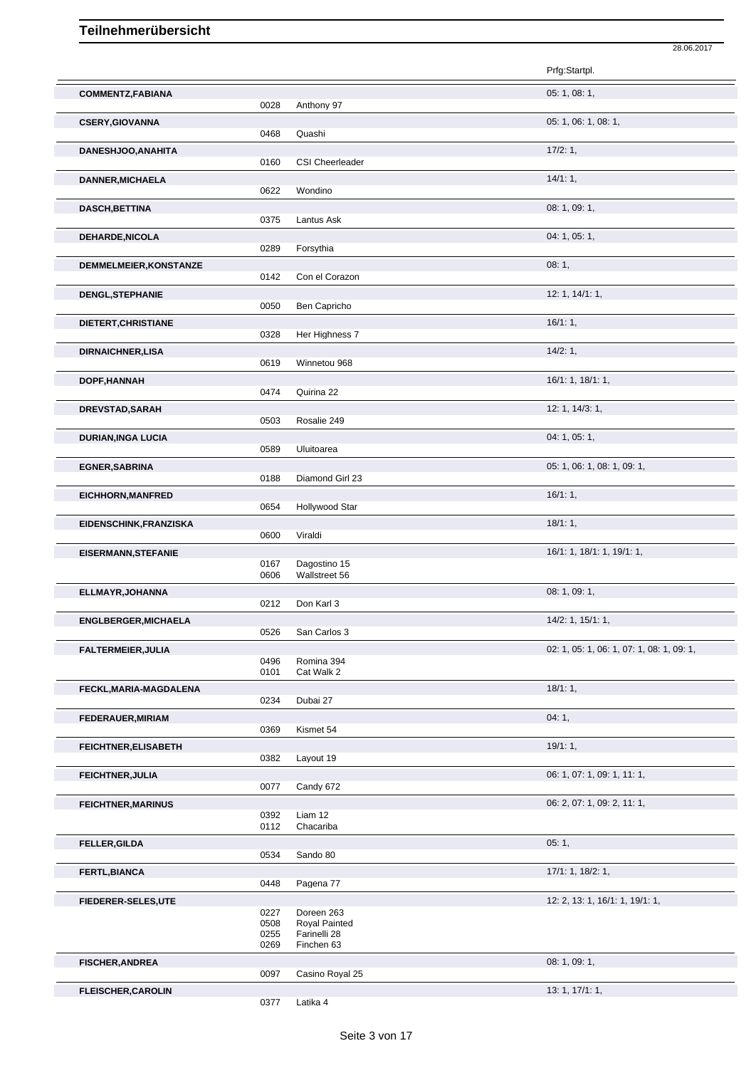# Teilnehmerübersicht

28.06.2017

| Name | Nr. | Pferd | Prfg:Startpl. |
|---|---|---|---|
| **COMMENTZ,FABIANA** | | | 05: 1, 08: 1, |
| | 0028 | Anthony 97 | |
| **CSERY,GIOVANNA** | | | 05: 1, 06: 1, 08: 1, |
| | 0468 | Quashi | |
| **DANESHJOO,ANAHITA** | | | 17/2: 1, |
| | 0160 | CSI Cheerleader | |
| **DANNER,MICHAELA** | | | 14/1: 1, |
| | 0622 | Wondino | |
| **DASCH,BETTINA** | | | 08: 1, 09: 1, |
| | 0375 | Lantus Ask | |
| **DEHARDE,NICOLA** | | | 04: 1, 05: 1, |
| | 0289 | Forsythia | |
| **DEMMELMEIER,KONSTANZE** | | | 08: 1, |
| | 0142 | Con el Corazon | |
| **DENGL,STEPHANIE** | | | 12: 1, 14/1: 1, |
| | 0050 | Ben Capricho | |
| **DIETERT,CHRISTIANE** | | | 16/1: 1, |
| | 0328 | Her Highness 7 | |
| **DIRNAICHNER,LISA** | | | 14/2: 1, |
| | 0619 | Winnetou 968 | |
| **DOPF,HANNAH** | | | 16/1: 1, 18/1: 1, |
| | 0474 | Quirina 22 | |
| **DREVSTAD,SARAH** | | | 12: 1, 14/3: 1, |
| | 0503 | Rosalie 249 | |
| **DURIAN,INGA LUCIA** | | | 04: 1, 05: 1, |
| | 0589 | Uluitoarea | |
| **EGNER,SABRINA** | | | 05: 1, 06: 1, 08: 1, 09: 1, |
| | 0188 | Diamond Girl 23 | |
| **EICHHORN,MANFRED** | | | 16/1: 1, |
| | 0654 | Hollywood Star | |
| **EIDENSCHINK,FRANZISKA** | | | 18/1: 1, |
| | 0600 | Viraldi | |
| **EISERMANN,STEFANIE** | | | 16/1: 1, 18/1: 1, 19/1: 1, |
| | 0167 | Dagostino 15 | |
| | 0606 | Wallstreet 56 | |
| **ELLMAYR,JOHANNA** | | | 08: 1, 09: 1, |
| | 0212 | Don Karl 3 | |
| **ENGLBERGER,MICHAELA** | | | 14/2: 1, 15/1: 1, |
| | 0526 | San Carlos 3 | |
| **FALTERMEIER,JULIA** | | | 02: 1, 05: 1, 06: 1, 07: 1, 08: 1, 09: 1, |
| | 0496 | Romina 394 | |
| | 0101 | Cat Walk 2 | |
| **FECKL,MARIA-MAGDALENA** | | | 18/1: 1, |
| | 0234 | Dubai 27 | |
| **FEDERAUER,MIRIAM** | | | 04: 1, |
| | 0369 | Kismet 54 | |
| **FEICHTNER,ELISABETH** | | | 19/1: 1, |
| | 0382 | Layout 19 | |
| **FEICHTNER,JULIA** | | | 06: 1, 07: 1, 09: 1, 11: 1, |
| | 0077 | Candy 672 | |
| **FEICHTNER,MARINUS** | | | 06: 2, 07: 1, 09: 2, 11: 1, |
| | 0392 | Liam 12 | |
| | 0112 | Chacariba | |
| **FELLER,GILDA** | | | 05: 1, |
| | 0534 | Sando 80 | |
| **FERTL,BIANCA** | | | 17/1: 1, 18/2: 1, |
| | 0448 | Pagena 77 | |
| **FIEDERER-SELES,UTE** | | | 12: 2, 13: 1, 16/1: 1, 19/1: 1, |
| | 0227 | Doreen 263 | |
| | 0508 | Royal Painted | |
| | 0255 | Farinelli 28 | |
| | 0269 | Finchen 63 | |
| **FISCHER,ANDREA** | | | 08: 1, 09: 1, |
| | 0097 | Casino Royal 25 | |
| **FLEISCHER,CAROLIN** | | | 13: 1, 17/1: 1, |
| | 0377 | Latika 4 | |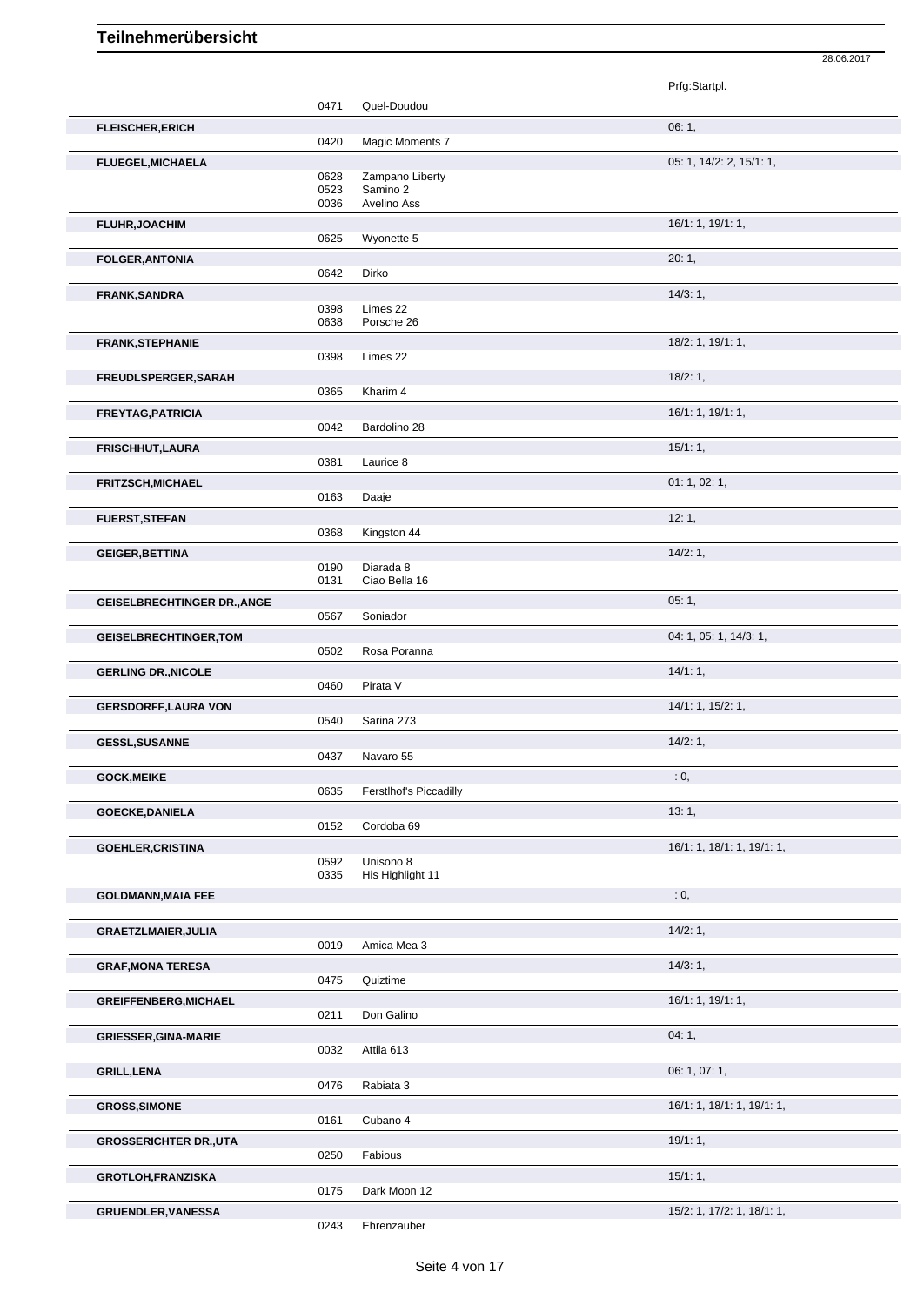# Teilnehmerübersicht

28.06.2017

| Name | Nr. | Pferd | Prfg:Startpl. |
|---|---|---|---|
| | 0471 | Quel-Doudou | |
| **FLEISCHER,ERICH** | | | 06: 1, |
| | 0420 | Magic Moments 7 | |
| **FLUEGEL,MICHAELA** | | | 05: 1, 14/2: 2, 15/1: 1, |
| | 0628 | Zampano Liberty | |
| | 0523 | Samino 2 | |
| | 0036 | Avelino Ass | |
| **FLUHR,JOACHIM** | | | 16/1: 1, 19/1: 1, |
| | 0625 | Wyonette 5 | |
| **FOLGER,ANTONIA** | | | 20: 1, |
| | 0642 | Dirko | |
| **FRANK,SANDRA** | | | 14/3: 1, |
| | 0398 | Limes 22 | |
| | 0638 | Porsche 26 | |
| **FRANK,STEPHANIE** | | | 18/2: 1, 19/1: 1, |
| | 0398 | Limes 22 | |
| **FREUDLSPERGER,SARAH** | | | 18/2: 1, |
| | 0365 | Kharim 4 | |
| **FREYTAG,PATRICIA** | | | 16/1: 1, 19/1: 1, |
| | 0042 | Bardolino 28 | |
| **FRISCHHUT,LAURA** | | | 15/1: 1, |
| | 0381 | Laurice 8 | |
| **FRITZSCH,MICHAEL** | | | 01: 1, 02: 1, |
| | 0163 | Daaje | |
| **FUERST,STEFAN** | | | 12: 1, |
| | 0368 | Kingston 44 | |
| **GEIGER,BETTINA** | | | 14/2: 1, |
| | 0190 | Diarada 8 | |
| | 0131 | Ciao Bella 16 | |
| **GEISELBRECHTINGER DR.,ANGE** | | | 05: 1, |
| | 0567 | Soniador | |
| **GEISELBRECHTINGER,TOM** | | | 04: 1, 05: 1, 14/3: 1, |
| | 0502 | Rosa Poranna | |
| **GERLING DR.,NICOLE** | | | 14/1: 1, |
| | 0460 | Pirata V | |
| **GERSDORFF,LAURA VON** | | | 14/1: 1, 15/2: 1, |
| | 0540 | Sarina 273 | |
| **GESSL,SUSANNE** | | | 14/2: 1, |
| | 0437 | Navaro 55 | |
| **GOCK,MEIKE** | | | : 0, |
| | 0635 | Ferstlhof's Piccadilly | |
| **GOECKE,DANIELA** | | | 13: 1, |
| | 0152 | Cordoba 69 | |
| **GOEHLER,CRISTINA** | | | 16/1: 1, 18/1: 1, 19/1: 1, |
| | 0592 | Unisono 8 | |
| | 0335 | His Highlight 11 | |
| **GOLDMANN,MAIA FEE** | | | : 0, |
| **GRAETZLMAIER,JULIA** | | | 14/2: 1, |
| | 0019 | Amica Mea 3 | |
| **GRAF,MONA TERESA** | | | 14/3: 1, |
| | 0475 | Quiztime | |
| **GREIFFENBERG,MICHAEL** | | | 16/1: 1, 19/1: 1, |
| | 0211 | Don Galino | |
| **GRIESSER,GINA-MARIE** | | | 04: 1, |
| | 0032 | Attila 613 | |
| **GRILL,LENA** | | | 06: 1, 07: 1, |
| | 0476 | Rabiata 3 | |
| **GROSS,SIMONE** | | | 16/1: 1, 18/1: 1, 19/1: 1, |
| | 0161 | Cubano 4 | |
| **GROSSERICHTER DR.,UTA** | | | 19/1: 1, |
| | 0250 | Fabious | |
| **GROTLOH,FRANZISKA** | | | 15/1: 1, |
| | 0175 | Dark Moon 12 | |
| **GRUENDLER,VANESSA** | | | 15/2: 1, 17/2: 1, 18/1: 1, |
| | 0243 | Ehrenzauber | |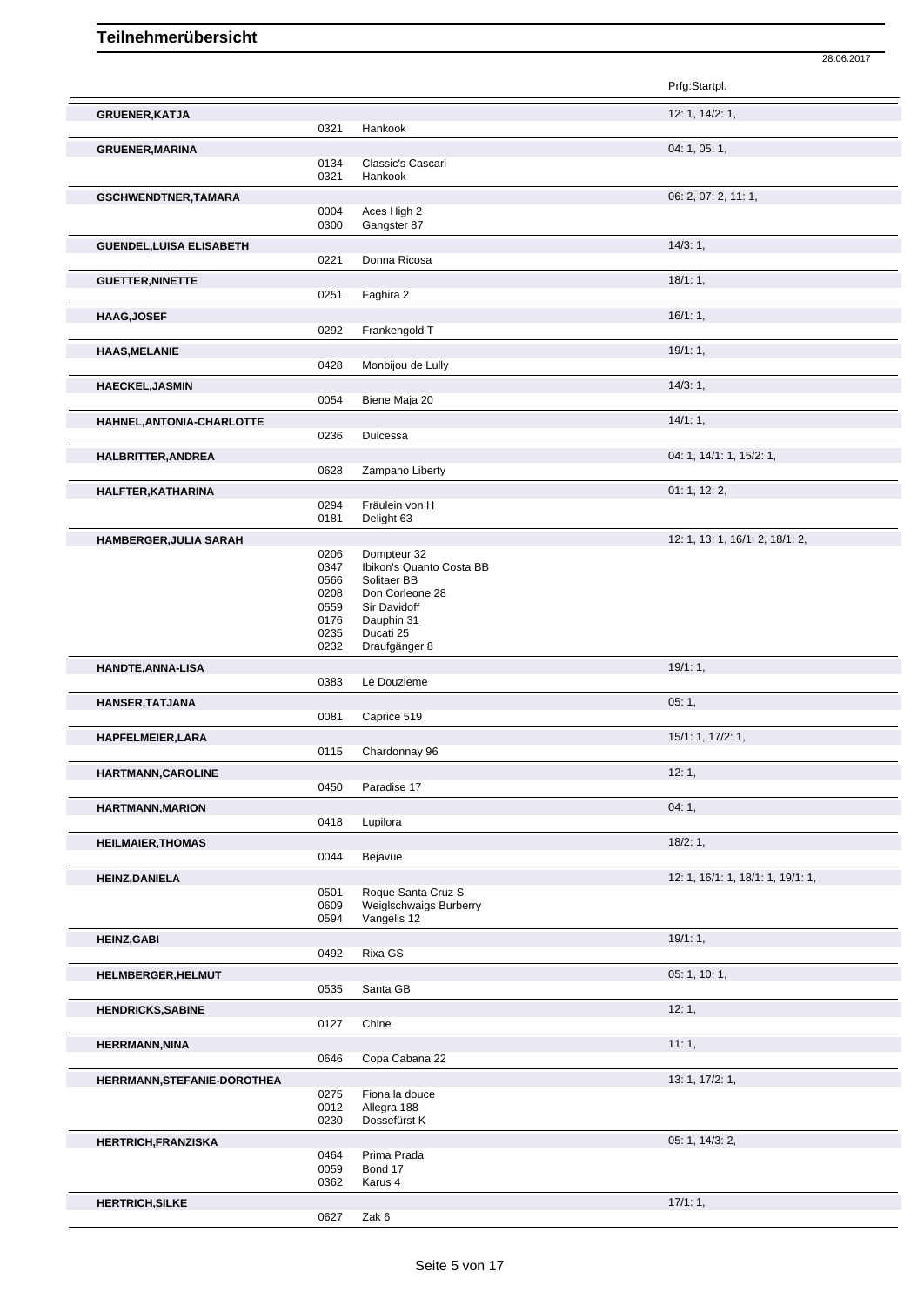# Teilnehmerübersicht

28.06.2017

| Name | Nr. | Pferd | Prfg:Startpl. |
|---|---|---|---|
| **GRUENER,KATJA** | | | 12: 1, 14/2: 1, |
| | 0321 | Hankook | |
| **GRUENER,MARINA** | | | 04: 1, 05: 1, |
| | 0134 | Classic's Cascari | |
| | 0321 | Hankook | |
| **GSCHWENDTNER,TAMARA** | | | 06: 2, 07: 2, 11: 1, |
| | 0004 | Aces High 2 | |
| | 0300 | Gangster 87 | |
| **GUENDEL,LUISA ELISABETH** | | | 14/3: 1, |
| | 0221 | Donna Ricosa | |
| **GUETTER,NINETTE** | | | 18/1: 1, |
| | 0251 | Faghira 2 | |
| **HAAG,JOSEF** | | | 16/1: 1, |
| | 0292 | Frankengold T | |
| **HAAS,MELANIE** | | | 19/1: 1, |
| | 0428 | Monbijou de Lully | |
| **HAECKEL,JASMIN** | | | 14/3: 1, |
| | 0054 | Biene Maja 20 | |
| **HAHNEL,ANTONIA-CHARLOTTE** | | | 14/1: 1, |
| | 0236 | Dulcessa | |
| **HALBRITTER,ANDREA** | | | 04: 1, 14/1: 1, 15/2: 1, |
| | 0628 | Zampano Liberty | |
| **HALFTER,KATHARINA** | | | 01: 1, 12: 2, |
| | 0294 | Fräulein von H | |
| | 0181 | Delight 63 | |
| **HAMBERGER,JULIA SARAH** | | | 12: 1, 13: 1, 16/1: 2, 18/1: 2, |
| | 0206 | Dompteur 32 | |
| | 0347 | Ibikon's Quanto Costa BB | |
| | 0566 | Solitaer BB | |
| | 0208 | Don Corleone 28 | |
| | 0559 | Sir Davidoff | |
| | 0176 | Dauphin 31 | |
| | 0235 | Ducati 25 | |
| | 0232 | Draufgänger 8 | |
| **HANDTE,ANNA-LISA** | | | 19/1: 1, |
| | 0383 | Le Douzieme | |
| **HANSER,TATJANA** | | | 05: 1, |
| | 0081 | Caprice 519 | |
| **HAPFELMEIER,LARA** | | | 15/1: 1, 17/2: 1, |
| | 0115 | Chardonnay 96 | |
| **HARTMANN,CAROLINE** | | | 12: 1, |
| | 0450 | Paradise 17 | |
| **HARTMANN,MARION** | | | 04: 1, |
| | 0418 | Lupilora | |
| **HEILMAIER,THOMAS** | | | 18/2: 1, |
| | 0044 | Bejavue | |
| **HEINZ,DANIELA** | | | 12: 1, 16/1: 1, 18/1: 1, 19/1: 1, |
| | 0501 | Roque Santa Cruz S | |
| | 0609 | Weiglschwaigs Burberry | |
| | 0594 | Vangelis 12 | |
| **HEINZ,GABI** | | | 19/1: 1, |
| | 0492 | Rixa GS | |
| **HELMBERGER,HELMUT** | | | 05: 1, 10: 1, |
| | 0535 | Santa GB | |
| **HENDRICKS,SABINE** | | | 12: 1, |
| | 0127 | Chlne | |
| **HERRMANN,NINA** | | | 11: 1, |
| | 0646 | Copa Cabana 22 | |
| **HERRMANN,STEFANIE-DOROTHEA** | | | 13: 1, 17/2: 1, |
| | 0275 | Fiona la douce | |
| | 0012 | Allegra 188 | |
| | 0230 | Dossefürst K | |
| **HERTRICH,FRANZISKA** | | | 05: 1, 14/3: 2, |
| | 0464 | Prima Prada | |
| | 0059 | Bond 17 | |
| | 0362 | Karus 4 | |
| **HERTRICH,SILKE** | | | 17/1: 1, |
| | 0627 | Zak 6 | |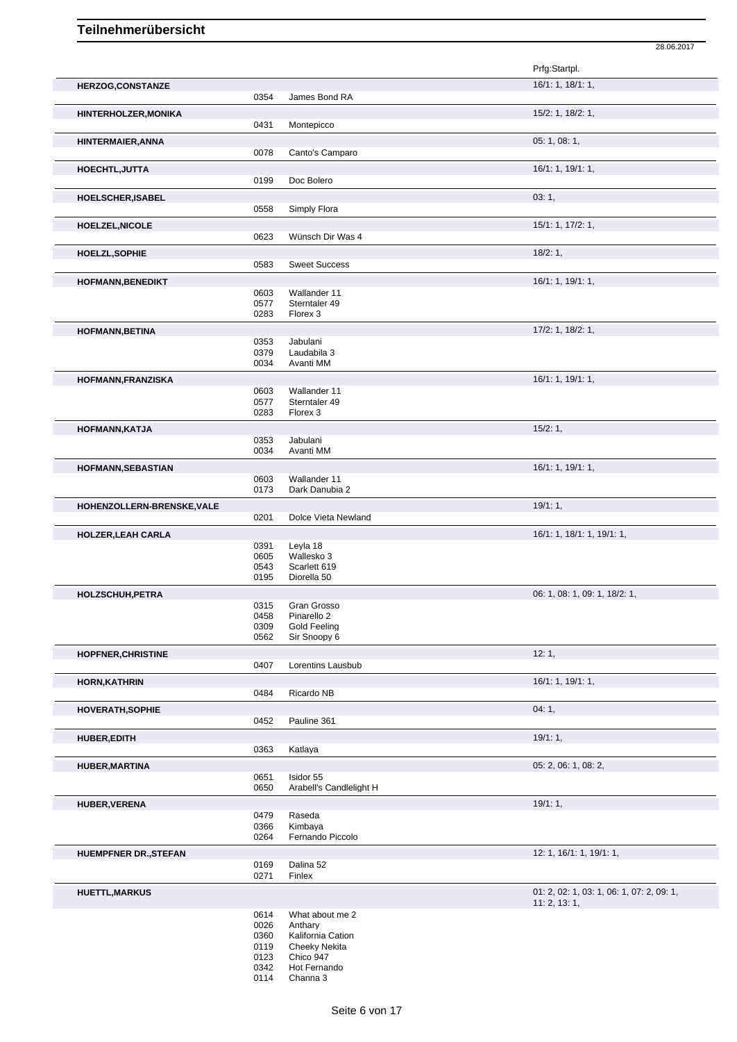# Teilnehmerübersicht

28.06.2017

| Name | Nr. | Pferd | Prfg:Startpl. |
|---|---|---|---|
| **HERZOG,CONSTANZE** | | | 16/1: 1, 18/1: 1, |
| | 0354 | James Bond RA | |
| **HINTERHOLZER,MONIKA** | | | 15/2: 1, 18/2: 1, |
| | 0431 | Montepicco | |
| **HINTERMAIER,ANNA** | | | 05: 1, 08: 1, |
| | 0078 | Canto's Camparo | |
| **HOECHTL,JUTTA** | | | 16/1: 1, 19/1: 1, |
| | 0199 | Doc Bolero | |
| **HOELSCHER,ISABEL** | | | 03: 1, |
| | 0558 | Simply Flora | |
| **HOELZEL,NICOLE** | | | 15/1: 1, 17/2: 1, |
| | 0623 | Wünsch Dir Was 4 | |
| **HOELZL,SOPHIE** | | | 18/2: 1, |
| | 0583 | Sweet Success | |
| **HOFMANN,BENEDIKT** | | | 16/1: 1, 19/1: 1, |
| | 0603 | Wallander 11 | |
| | 0577 | Sterntaler 49 | |
| | 0283 | Florex 3 | |
| **HOFMANN,BETINA** | | | 17/2: 1, 18/2: 1, |
| | 0353 | Jabulani | |
| | 0379 | Laudabila 3 | |
| | 0034 | Avanti MM | |
| **HOFMANN,FRANZISKA** | | | 16/1: 1, 19/1: 1, |
| | 0603 | Wallander 11 | |
| | 0577 | Sterntaler 49 | |
| | 0283 | Florex 3 | |
| **HOFMANN,KATJA** | | | 15/2: 1, |
| | 0353 | Jabulani | |
| | 0034 | Avanti MM | |
| **HOFMANN,SEBASTIAN** | | | 16/1: 1, 19/1: 1, |
| | 0603 | Wallander 11 | |
| | 0173 | Dark Danubia 2 | |
| **HOHENZOLLERN-BRENSKE,VALE** | | | 19/1: 1, |
| | 0201 | Dolce Vieta Newland | |
| **HOLZER,LEAH CARLA** | | | 16/1: 1, 18/1: 1, 19/1: 1, |
| | 0391 | Leyla 18 | |
| | 0605 | Wallesko 3 | |
| | 0543 | Scarlett 619 | |
| | 0195 | Diorella 50 | |
| **HOLZSCHUH,PETRA** | | | 06: 1, 08: 1, 09: 1, 18/2: 1, |
| | 0315 | Gran Grosso | |
| | 0458 | Pinarello 2 | |
| | 0309 | Gold Feeling | |
| | 0562 | Sir Snoopy 6 | |
| **HOPFNER,CHRISTINE** | | | 12: 1, |
| | 0407 | Lorentins Lausbub | |
| **HORN,KATHRIN** | | | 16/1: 1, 19/1: 1, |
| | 0484 | Ricardo NB | |
| **HOVERATH,SOPHIE** | | | 04: 1, |
| | 0452 | Pauline 361 | |
| **HUBER,EDITH** | | | 19/1: 1, |
| | 0363 | Katlaya | |
| **HUBER,MARTINA** | | | 05: 2, 06: 1, 08: 2, |
| | 0651 | Isidor 55 | |
| | 0650 | Arabell's Candlelight H | |
| **HUBER,VERENA** | | | 19/1: 1, |
| | 0479 | Raseda | |
| | 0366 | Kimbaya | |
| | 0264 | Fernando Piccolo | |
| **HUEMPFNER DR.,STEFAN** | | | 12: 1, 16/1: 1, 19/1: 1, |
| | 0169 | Dalina 52 | |
| | 0271 | Finlex | |
| **HUETTL,MARKUS** | | | 01: 2, 02: 1, 03: 1, 06: 1, 07: 2, 09: 1, 11: 2, 13: 1, |
| | 0614 | What about me 2 | |
| | 0026 | Anthary | |
| | 0360 | Kalifornia Cation | |
| | 0119 | Cheeky Nekita | |
| | 0123 | Chico 947 | |
| | 0342 | Hot Fernando | |
| | 0114 | Channa 3 | |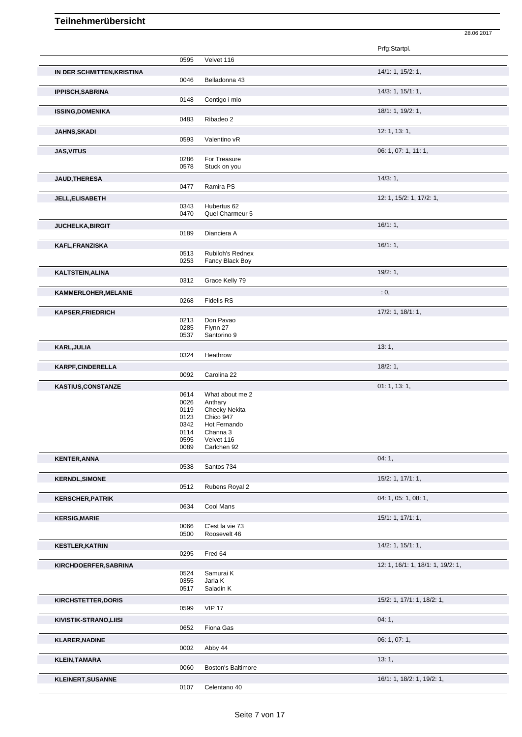# Teilnehmerübersicht

28.06.2017

| Name | Nr. | Pferd | Prfg:Startpl. |
|---|---|---|---|
| | 0595 | Velvet 116 | |
| **IN DER SCHMITTEN,KRISTINA** | | | 14/1: 1, 15/2: 1, |
| | 0046 | Belladonna 43 | |
| **IPPISCH,SABRINA** | | | 14/3: 1, 15/1: 1, |
| | 0148 | Contigo i mio | |
| **ISSING,DOMENIKA** | | | 18/1: 1, 19/2: 1, |
| | 0483 | Ribadeo 2 | |
| **JAHNS,SKADI** | | | 12: 1, 13: 1, |
| | 0593 | Valentino vR | |
| **JAS,VITUS** | | | 06: 1, 07: 1, 11: 1, |
| | 0286 | For Treasure | |
| | 0578 | Stuck on you | |
| **JAUD,THERESA** | | | 14/3: 1, |
| | 0477 | Ramira PS | |
| **JELL,ELISABETH** | | | 12: 1, 15/2: 1, 17/2: 1, |
| | 0343 | Hubertus 62 | |
| | 0470 | Quel Charmeur 5 | |
| **JUCHELKA,BIRGIT** | | | 16/1: 1, |
| | 0189 | Dianciera A | |
| **KAFL,FRANZISKA** | | | 16/1: 1, |
| | 0513 | Rubiloh's Rednex | |
| | 0253 | Fancy Black Boy | |
| **KALTSTEIN,ALINA** | | | 19/2: 1, |
| | 0312 | Grace Kelly 79 | |
| **KAMMERLOHER,MELANIE** | | | : 0, |
| | 0268 | Fidelis RS | |
| **KAPSER,FRIEDRICH** | | | 17/2: 1, 18/1: 1, |
| | 0213 | Don Pavao | |
| | 0285 | Flynn 27 | |
| | 0537 | Santorino 9 | |
| **KARL,JULIA** | | | 13: 1, |
| | 0324 | Heathrow | |
| **KARPF,CINDERELLA** | | | 18/2: 1, |
| | 0092 | Carolina 22 | |
| **KASTIUS,CONSTANZE** | | | 01: 1, 13: 1, |
| | 0614 | What about me 2 | |
| | 0026 | Anthary | |
| | 0119 | Cheeky Nekita | |
| | 0123 | Chico 947 | |
| | 0342 | Hot Fernando | |
| | 0114 | Channa 3 | |
| | 0595 | Velvet 116 | |
| | 0089 | Carlchen 92 | |
| **KENTER,ANNA** | | | 04: 1, |
| | 0538 | Santos 734 | |
| **KERNDL,SIMONE** | | | 15/2: 1, 17/1: 1, |
| | 0512 | Rubens Royal 2 | |
| **KERSCHER,PATRIK** | | | 04: 1, 05: 1, 08: 1, |
| | 0634 | Cool Mans | |
| **KERSIG,MARIE** | | | 15/1: 1, 17/1: 1, |
| | 0066 | C'est la vie 73 | |
| | 0500 | Roosevelt 46 | |
| **KESTLER,KATRIN** | | | 14/2: 1, 15/1: 1, |
| | 0295 | Fred 64 | |
| **KIRCHDOERFER,SABRINA** | | | 12: 1, 16/1: 1, 18/1: 1, 19/2: 1, |
| | 0524 | Samurai K | |
| | 0355 | Jarla K | |
| | 0517 | Saladin K | |
| **KIRCHSTETTER,DORIS** | | | 15/2: 1, 17/1: 1, 18/2: 1, |
| | 0599 | VIP 17 | |
| **KIVISTIK-STRANO,LIISI** | | | 04: 1, |
| | 0652 | Fiona Gas | |
| **KLARER,NADINE** | | | 06: 1, 07: 1, |
| | 0002 | Abby 44 | |
| **KLEIN,TAMARA** | | | 13: 1, |
| | 0060 | Boston's Baltimore | |
| **KLEINERT,SUSANNE** | | | 16/1: 1, 18/2: 1, 19/2: 1, |
| | 0107 | Celentano 40 | |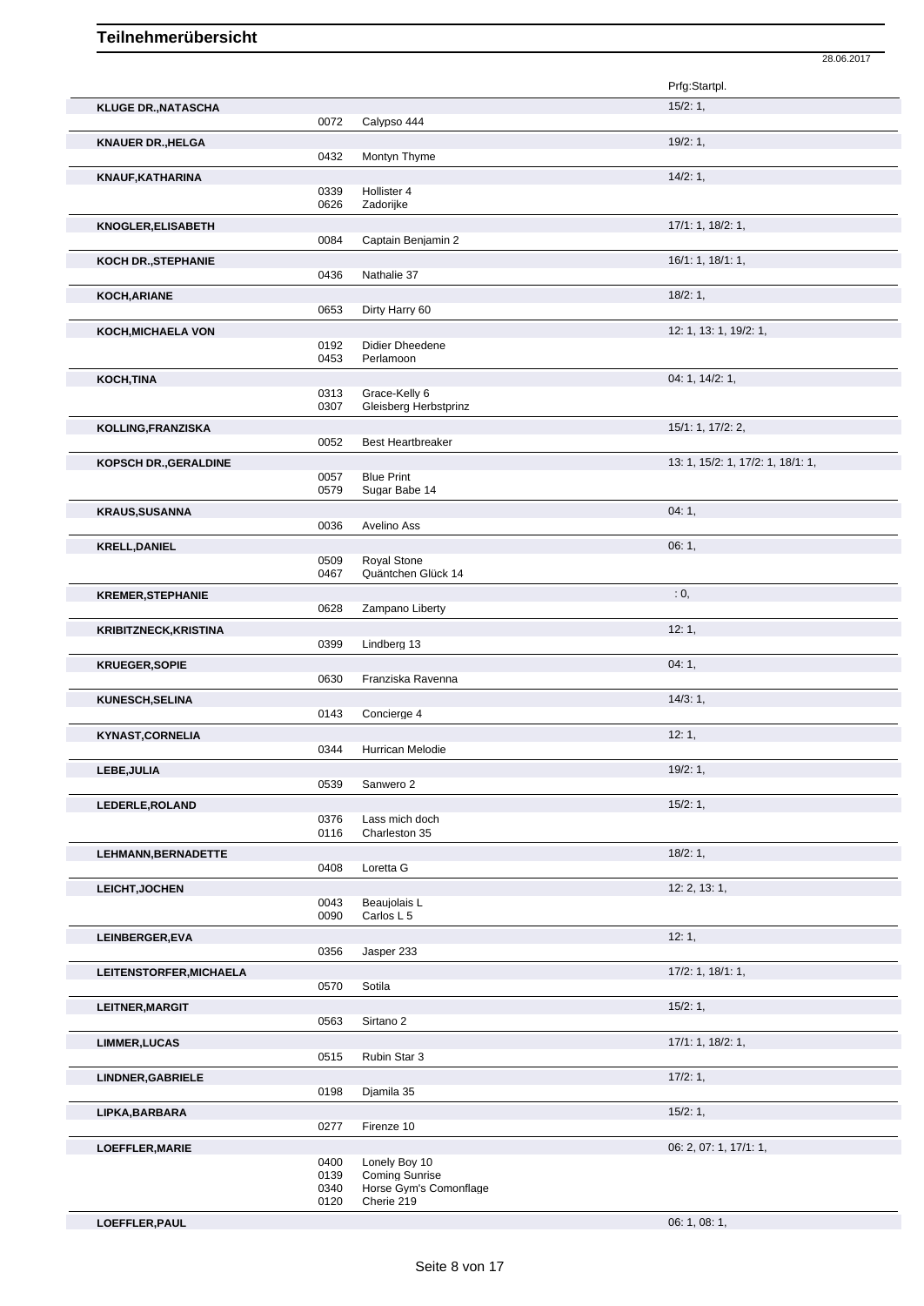# Teilnehmerübersicht

28.06.2017

| Name | Nr. | Pferd | Prfg:Startpl. |
|---|---|---|---|
| **KLUGE DR.,NATASCHA** | | | 15/2: 1, |
| | 0072 | Calypso 444 | |
| **KNAUER DR.,HELGA** | | | 19/2: 1, |
| | 0432 | Montyn Thyme | |
| **KNAUF,KATHARINA** | | | 14/2: 1, |
| | 0339 | Hollister 4 | |
| | 0626 | Zadorijke | |
| **KNOGLER,ELISABETH** | | | 17/1: 1, 18/2: 1, |
| | 0084 | Captain Benjamin 2 | |
| **KOCH DR.,STEPHANIE** | | | 16/1: 1, 18/1: 1, |
| | 0436 | Nathalie 37 | |
| **KOCH,ARIANE** | | | 18/2: 1, |
| | 0653 | Dirty Harry 60 | |
| **KOCH,MICHAELA VON** | | | 12: 1, 13: 1, 19/2: 1, |
| | 0192 | Didier Dheedene | |
| | 0453 | Perlamoon | |
| **KOCH,TINA** | | | 04: 1, 14/2: 1, |
| | 0313 | Grace-Kelly 6 | |
| | 0307 | Gleisberg Herbstprinz | |
| **KOLLING,FRANZISKA** | | | 15/1: 1, 17/2: 2, |
| | 0052 | Best Heartbreaker | |
| **KOPSCH DR.,GERALDINE** | | | 13: 1, 15/2: 1, 17/2: 1, 18/1: 1, |
| | 0057 | Blue Print | |
| | 0579 | Sugar Babe 14 | |
| **KRAUS,SUSANNA** | | | 04: 1, |
| | 0036 | Avelino Ass | |
| **KRELL,DANIEL** | | | 06: 1, |
| | 0509 | Royal Stone | |
| | 0467 | Quäntchen Glück 14 | |
| **KREMER,STEPHANIE** | | | : 0, |
| | 0628 | Zampano Liberty | |
| **KRIBITZNECK,KRISTINA** | | | 12: 1, |
| | 0399 | Lindberg 13 | |
| **KRUEGER,SOPIE** | | | 04: 1, |
| | 0630 | Franziska Ravenna | |
| **KUNESCH,SELINA** | | | 14/3: 1, |
| | 0143 | Concierge 4 | |
| **KYNAST,CORNELIA** | | | 12: 1, |
| | 0344 | Hurrican Melodie | |
| **LEBE,JULIA** | | | 19/2: 1, |
| | 0539 | Sanwero 2 | |
| **LEDERLE,ROLAND** | | | 15/2: 1, |
| | 0376 | Lass mich doch | |
| | 0116 | Charleston 35 | |
| **LEHMANN,BERNADETTE** | | | 18/2: 1, |
| | 0408 | Loretta G | |
| **LEICHT,JOCHEN** | | | 12: 2, 13: 1, |
| | 0043 | Beaujolais L | |
| | 0090 | Carlos L 5 | |
| **LEINBERGER,EVA** | | | 12: 1, |
| | 0356 | Jasper 233 | |
| **LEITENSTORFER,MICHAELA** | | | 17/2: 1, 18/1: 1, |
| | 0570 | Sotila | |
| **LEITNER,MARGIT** | | | 15/2: 1, |
| | 0563 | Sirtano 2 | |
| **LIMMER,LUCAS** | | | 17/1: 1, 18/2: 1, |
| | 0515 | Rubin Star 3 | |
| **LINDNER,GABRIELE** | | | 17/2: 1, |
| | 0198 | Djamila 35 | |
| **LIPKA,BARBARA** | | | 15/2: 1, |
| | 0277 | Firenze 10 | |
| **LOEFFLER,MARIE** | | | 06: 2, 07: 1, 17/1: 1, |
| | 0400 | Lonely Boy 10 | |
| | 0139 | Coming Sunrise | |
| | 0340 | Horse Gym's Comonflage | |
| | 0120 | Cherie 219 | |
| **LOEFFLER,PAUL** | | | 06: 1, 08: 1, |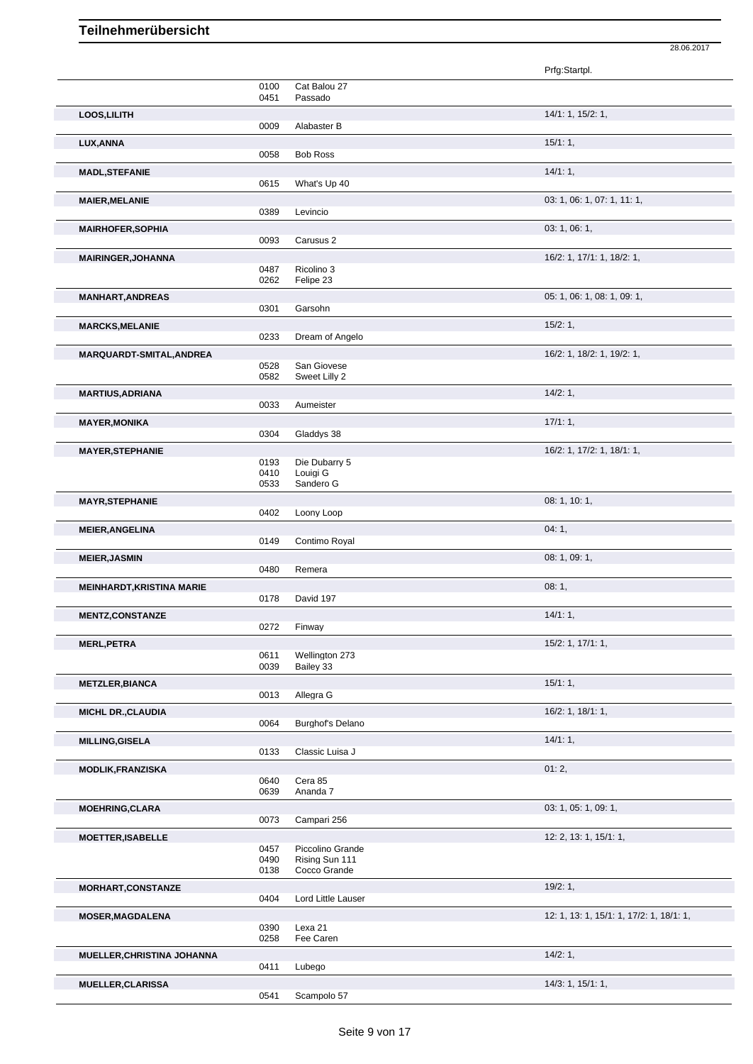# Teilnehmerübersicht

28.06.2017

| Name | Nr. | Pferd | Prfg:Startpl. |
|---|---|---|---|
| | 0100 | Cat Balou 27 | |
| | 0451 | Passado | |
| **LOOS,LILITH** | | | 14/1: 1, 15/2: 1, |
| | 0009 | Alabaster B | |
| **LUX,ANNA** | | | 15/1: 1, |
| | 0058 | Bob Ross | |
| **MADL,STEFANIE** | | | 14/1: 1, |
| | 0615 | What's Up 40 | |
| **MAIER,MELANIE** | | | 03: 1, 06: 1, 07: 1, 11: 1, |
| | 0389 | Levincio | |
| **MAIRHOFER,SOPHIA** | | | 03: 1, 06: 1, |
| | 0093 | Carusus 2 | |
| **MAIRINGER,JOHANNA** | | | 16/2: 1, 17/1: 1, 18/2: 1, |
| | 0487 | Ricolino 3 | |
| | 0262 | Felipe 23 | |
| **MANHART,ANDREAS** | | | 05: 1, 06: 1, 08: 1, 09: 1, |
| | 0301 | Garsohn | |
| **MARCKS,MELANIE** | | | 15/2: 1, |
| | 0233 | Dream of Angelo | |
| **MARQUARDT-SMITAL,ANDREA** | | | 16/2: 1, 18/2: 1, 19/2: 1, |
| | 0528 | San Giovese | |
| | 0582 | Sweet Lilly 2 | |
| **MARTIUS,ADRIANA** | | | 14/2: 1, |
| | 0033 | Aumeister | |
| **MAYER,MONIKA** | | | 17/1: 1, |
| | 0304 | Gladdys 38 | |
| **MAYER,STEPHANIE** | | | 16/2: 1, 17/2: 1, 18/1: 1, |
| | 0193 | Die Dubarry 5 | |
| | 0410 | Louigi G | |
| | 0533 | Sandero G | |
| **MAYR,STEPHANIE** | | | 08: 1, 10: 1, |
| | 0402 | Loony Loop | |
| **MEIER,ANGELINA** | | | 04: 1, |
| | 0149 | Contimo Royal | |
| **MEIER,JASMIN** | | | 08: 1, 09: 1, |
| | 0480 | Remera | |
| **MEINHARDT,KRISTINA MARIE** | | | 08: 1, |
| | 0178 | David 197 | |
| **MENTZ,CONSTANZE** | | | 14/1: 1, |
| | 0272 | Finway | |
| **MERL,PETRA** | | | 15/2: 1, 17/1: 1, |
| | 0611 | Wellington 273 | |
| | 0039 | Bailey 33 | |
| **METZLER,BIANCA** | | | 15/1: 1, |
| | 0013 | Allegra G | |
| **MICHL DR.,CLAUDIA** | | | 16/2: 1, 18/1: 1, |
| | 0064 | Burghof's Delano | |
| **MILLING,GISELA** | | | 14/1: 1, |
| | 0133 | Classic Luisa J | |
| **MODLIK,FRANZISKA** | | | 01: 2, |
| | 0640 | Cera 85 | |
| | 0639 | Ananda 7 | |
| **MOEHRING,CLARA** | | | 03: 1, 05: 1, 09: 1, |
| | 0073 | Campari 256 | |
| **MOETTER,ISABELLE** | | | 12: 2, 13: 1, 15/1: 1, |
| | 0457 | Piccolino Grande | |
| | 0490 | Rising Sun 111 | |
| | 0138 | Cocco Grande | |
| **MORHART,CONSTANZE** | | | 19/2: 1, |
| | 0404 | Lord Little Lauser | |
| **MOSER,MAGDALENA** | | | 12: 1, 13: 1, 15/1: 1, 17/2: 1, 18/1: 1, |
| | 0390 | Lexa 21 | |
| | 0258 | Fee Caren | |
| **MUELLER,CHRISTINA JOHANNA** | | | 14/2: 1, |
| | 0411 | Lubego | |
| **MUELLER,CLARISSA** | | | 14/3: 1, 15/1: 1, |
| | 0541 | Scampolo 57 | |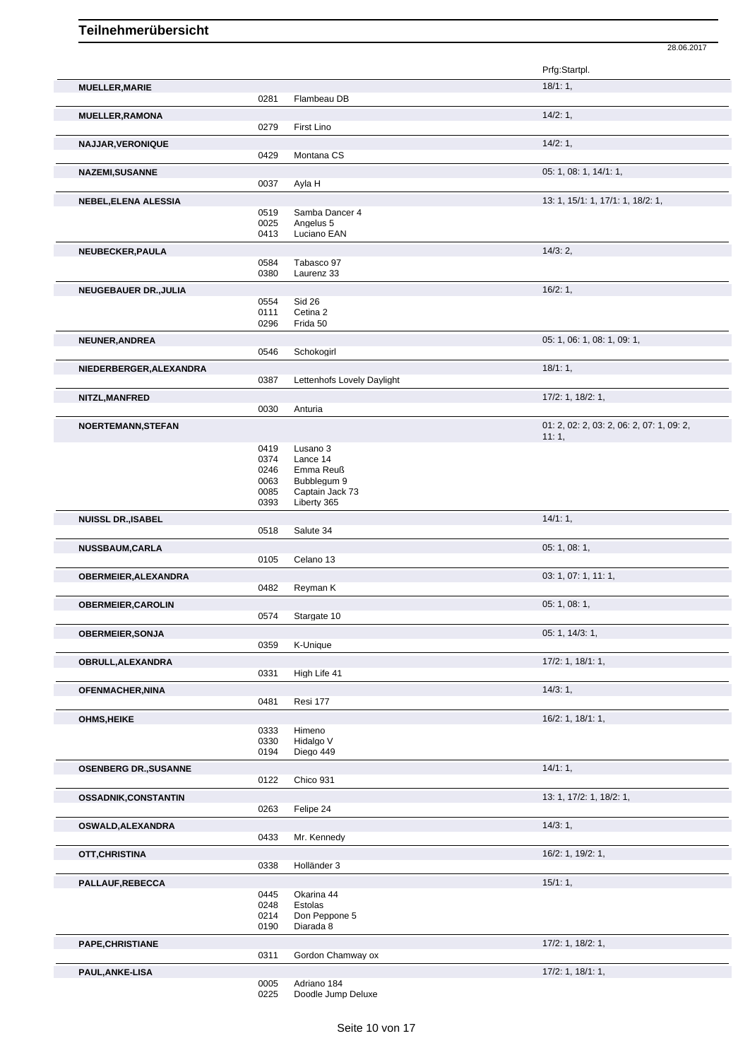# Teilnehmerübersicht

28.06.2017

| Name | Nr. | Pferd | Prfg:Startpl. |
|---|---|---|---|
| **MUELLER,MARIE** | | | 18/1: 1, |
| | 0281 | Flambeau DB | |
| **MUELLER,RAMONA** | | | 14/2: 1, |
| | 0279 | First Lino | |
| **NAJJAR,VERONIQUE** | | | 14/2: 1, |
| | 0429 | Montana CS | |
| **NAZEMI,SUSANNE** | | | 05: 1, 08: 1, 14/1: 1, |
| | 0037 | Ayla H | |
| **NEBEL,ELENA ALESSIA** | | | 13: 1, 15/1: 1, 17/1: 1, 18/2: 1, |
| | 0519 | Samba Dancer 4 | |
| | 0025 | Angelus 5 | |
| | 0413 | Luciano EAN | |
| **NEUBECKER,PAULA** | | | 14/3: 2, |
| | 0584 | Tabasco 97 | |
| | 0380 | Laurenz 33 | |
| **NEUGEBAUER DR.,JULIA** | | | 16/2: 1, |
| | 0554 | Sid 26 | |
| | 0111 | Cetina 2 | |
| | 0296 | Frida 50 | |
| **NEUNER,ANDREA** | | | 05: 1, 06: 1, 08: 1, 09: 1, |
| | 0546 | Schokogirl | |
| **NIEDERBERGER,ALEXANDRA** | | | 18/1: 1, |
| | 0387 | Lettenhofs Lovely Daylight | |
| **NITZL,MANFRED** | | | 17/2: 1, 18/2: 1, |
| | 0030 | Anturia | |
| **NOERTEMANN,STEFAN** | | | 01: 2, 02: 2, 03: 2, 06: 2, 07: 1, 09: 2, 11: 1, |
| | 0419 | Lusano 3 | |
| | 0374 | Lance 14 | |
| | 0246 | Emma Reuß | |
| | 0063 | Bubblegum 9 | |
| | 0085 | Captain Jack 73 | |
| | 0393 | Liberty 365 | |
| **NUISSL DR.,ISABEL** | | | 14/1: 1, |
| | 0518 | Salute 34 | |
| **NUSSBAUM,CARLA** | | | 05: 1, 08: 1, |
| | 0105 | Celano 13 | |
| **OBERMEIER,ALEXANDRA** | | | 03: 1, 07: 1, 11: 1, |
| | 0482 | Reyman K | |
| **OBERMEIER,CAROLIN** | | | 05: 1, 08: 1, |
| | 0574 | Stargate 10 | |
| **OBERMEIER,SONJA** | | | 05: 1, 14/3: 1, |
| | 0359 | K-Unique | |
| **OBRULL,ALEXANDRA** | | | 17/2: 1, 18/1: 1, |
| | 0331 | High Life 41 | |
| **OFENMACHER,NINA** | | | 14/3: 1, |
| | 0481 | Resi 177 | |
| **OHMS,HEIKE** | | | 16/2: 1, 18/1: 1, |
| | 0333 | Himeno | |
| | 0330 | Hidalgo V | |
| | 0194 | Diego 449 | |
| **OSENBERG DR.,SUSANNE** | | | 14/1: 1, |
| | 0122 | Chico 931 | |
| **OSSADNIK,CONSTANTIN** | | | 13: 1, 17/2: 1, 18/2: 1, |
| | 0263 | Felipe 24 | |
| **OSWALD,ALEXANDRA** | | | 14/3: 1, |
| | 0433 | Mr. Kennedy | |
| **OTT,CHRISTINA** | | | 16/2: 1, 19/2: 1, |
| | 0338 | Holländer 3 | |
| **PALLAUF,REBECCA** | | | 15/1: 1, |
| | 0445 | Okarina 44 | |
| | 0248 | Estolas | |
| | 0214 | Don Peppone 5 | |
| | 0190 | Diarada 8 | |
| **PAPE,CHRISTIANE** | | | 17/2: 1, 18/2: 1, |
| | 0311 | Gordon Chamway ox | |
| **PAUL,ANKE-LISA** | | | 17/2: 1, 18/1: 1, |
| | 0005 | Adriano 184 | |
| | 0225 | Doodle Jump Deluxe | |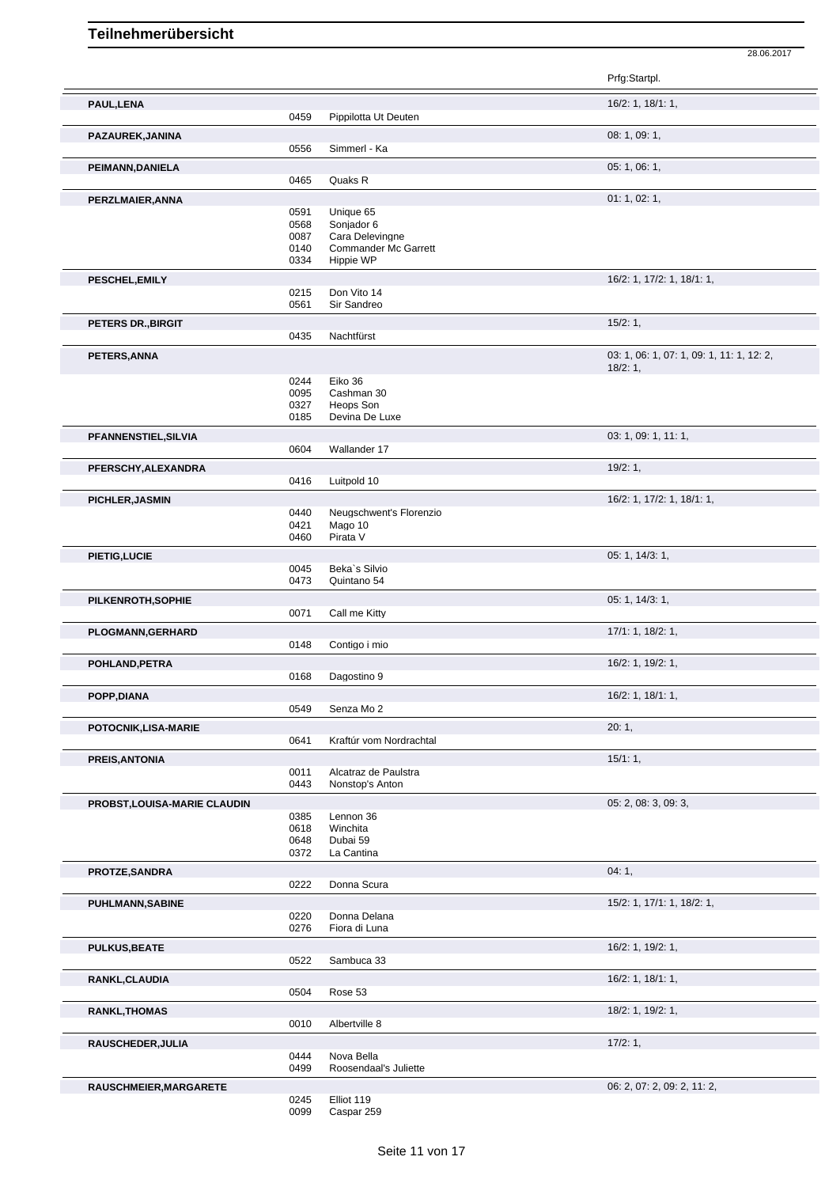# Teilnehmerübersicht

28.06.2017

| Name | Nr. | Pferd | Prfg:Startpl. |
|---|---|---|---|
| PAUL,LENA | | | 16/2: 1, 18/1: 1, |
| | 0459 | Pippilotta Ut Deuten | |
| PAZAUREK,JANINA | | | 08: 1, 09: 1, |
| | 0556 | Simmerl - Ka | |
| PEIMANN,DANIELA | | | 05: 1, 06: 1, |
| | 0465 | Quaks R | |
| PERZLMAIER,ANNA | | | 01: 1, 02: 1, |
| | 0591 | Unique 65 | |
| | 0568 | Sonjador 6 | |
| | 0087 | Cara Delevingne | |
| | 0140 | Commander Mc Garrett | |
| | 0334 | Hippie WP | |
| PESCHEL,EMILY | | | 16/2: 1, 17/2: 1, 18/1: 1, |
| | 0215 | Don Vito 14 | |
| | 0561 | Sir Sandreo | |
| PETERS DR.,BIRGIT | | | 15/2: 1, |
| | 0435 | Nachtfürst | |
| PETERS,ANNA | | | 03: 1, 06: 1, 07: 1, 09: 1, 11: 1, 12: 2, 18/2: 1, |
| | 0244 | Eiko 36 | |
| | 0095 | Cashman 30 | |
| | 0327 | Heops Son | |
| | 0185 | Devina De Luxe | |
| PFANNENSTIEL,SILVIA | | | 03: 1, 09: 1, 11: 1, |
| | 0604 | Wallander 17 | |
| PFERSCHY,ALEXANDRA | | | 19/2: 1, |
| | 0416 | Luitpold 10 | |
| PICHLER,JASMIN | | | 16/2: 1, 17/2: 1, 18/1: 1, |
| | 0440 | Neugschwent's Florenzio | |
| | 0421 | Mago 10 | |
| | 0460 | Pirata V | |
| PIETIG,LUCIE | | | 05: 1, 14/3: 1, |
| | 0045 | Beka`s Silvio | |
| | 0473 | Quintano 54 | |
| PILKENROTH,SOPHIE | | | 05: 1, 14/3: 1, |
| | 0071 | Call me Kitty | |
| PLOGMANN,GERHARD | | | 17/1: 1, 18/2: 1, |
| | 0148 | Contigo i mio | |
| POHLAND,PETRA | | | 16/2: 1, 19/2: 1, |
| | 0168 | Dagostino 9 | |
| POPP,DIANA | | | 16/2: 1, 18/1: 1, |
| | 0549 | Senza Mo 2 | |
| POTOCNIK,LISA-MARIE | | | 20: 1, |
| | 0641 | Kraftúr vom Nordrachtal | |
| PREIS,ANTONIA | | | 15/1: 1, |
| | 0011 | Alcatraz de Paulstra | |
| | 0443 | Nonstop's Anton | |
| PROBST,LOUISA-MARIE CLAUDIN | | | 05: 2, 08: 3, 09: 3, |
| | 0385 | Lennon 36 | |
| | 0618 | Winchita | |
| | 0648 | Dubai 59 | |
| | 0372 | La Cantina | |
| PROTZE,SANDRA | | | 04: 1, |
| | 0222 | Donna Scura | |
| PUHLMANN,SABINE | | | 15/2: 1, 17/1: 1, 18/2: 1, |
| | 0220 | Donna Delana | |
| | 0276 | Fiora di Luna | |
| PULKUS,BEATE | | | 16/2: 1, 19/2: 1, |
| | 0522 | Sambuca 33 | |
| RANKL,CLAUDIA | | | 16/2: 1, 18/1: 1, |
| | 0504 | Rose 53 | |
| RANKL,THOMAS | | | 18/2: 1, 19/2: 1, |
| | 0010 | Albertville 8 | |
| RAUSCHEDER,JULIA | | | 17/2: 1, |
| | 0444 | Nova Bella | |
| | 0499 | Roosendaal's Juliette | |
| RAUSCHMEIER,MARGARETE | | | 06: 2, 07: 2, 09: 2, 11: 2, |
| | 0245 | Elliot 119 | |
| | 0099 | Caspar 259 | |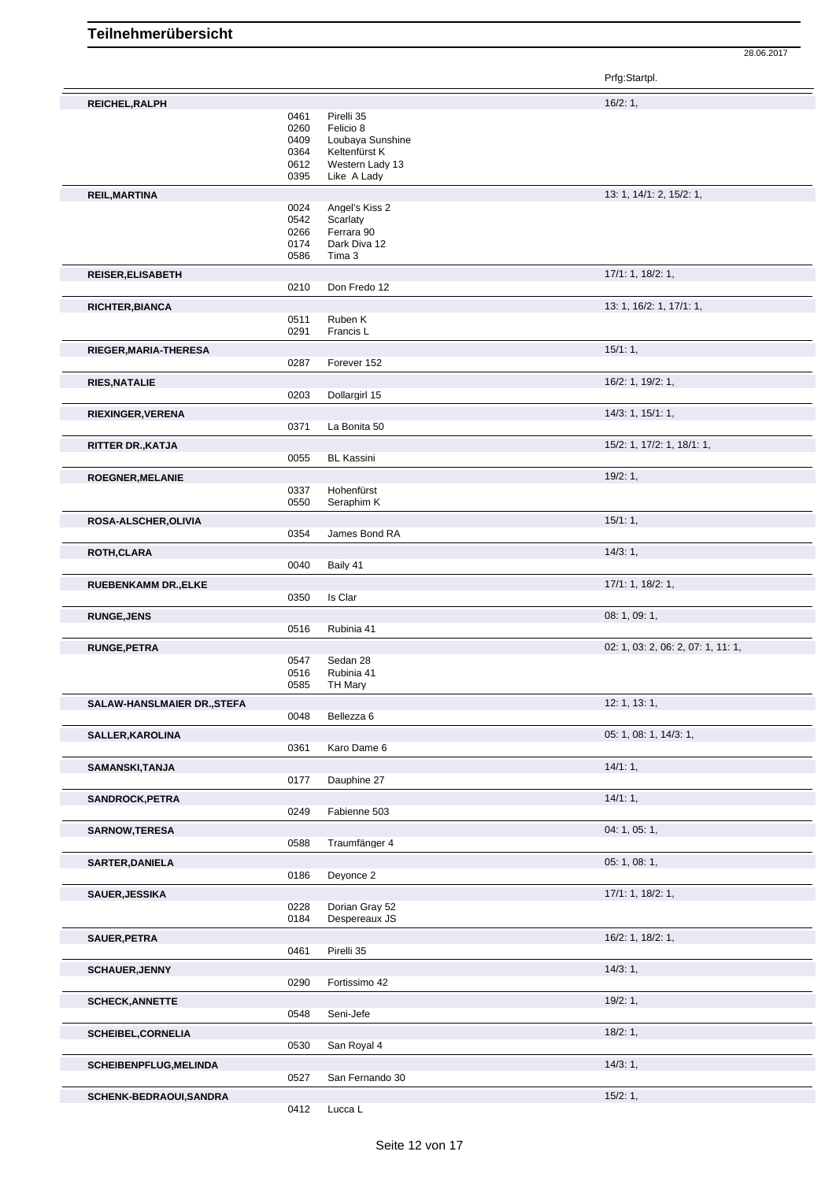# Teilnehmerübersicht

28.06.2017

| | | | Prfg:Startpl. |
|---|---|---|---|
| **REICHEL,RALPH** | | | 16/2: 1, |
| | 0461 | Pirelli 35 | |
| | 0260 | Felicio 8 | |
| | 0409 | Loubaya Sunshine | |
| | 0364 | Keltenfürst K | |
| | 0612 | Western Lady 13 | |
| | 0395 | Like A Lady | |
| **REIL,MARTINA** | | | 13: 1, 14/1: 2, 15/2: 1, |
| | 0024 | Angel's Kiss 2 | |
| | 0542 | Scarlaty | |
| | 0266 | Ferrara 90 | |
| | 0174 | Dark Diva 12 | |
| | 0586 | Tima 3 | |
| **REISER,ELISABETH** | | | 17/1: 1, 18/2: 1, |
| | 0210 | Don Fredo 12 | |
| **RICHTER,BIANCA** | | | 13: 1, 16/2: 1, 17/1: 1, |
| | 0511 | Ruben K | |
| | 0291 | Francis L | |
| **RIEGER,MARIA-THERESA** | | | 15/1: 1, |
| | 0287 | Forever 152 | |
| **RIES,NATALIE** | | | 16/2: 1, 19/2: 1, |
| | 0203 | Dollargirl 15 | |
| **RIEXINGER,VERENA** | | | 14/3: 1, 15/1: 1, |
| | 0371 | La Bonita 50 | |
| **RITTER DR.,KATJA** | | | 15/2: 1, 17/2: 1, 18/1: 1, |
| | 0055 | BL Kassini | |
| **ROEGNER,MELANIE** | | | 19/2: 1, |
| | 0337 | Hohenfürst | |
| | 0550 | Seraphim K | |
| **ROSA-ALSCHER,OLIVIA** | | | 15/1: 1, |
| | 0354 | James Bond RA | |
| **ROTH,CLARA** | | | 14/3: 1, |
| | 0040 | Baily 41 | |
| **RUEBENKAMM DR.,ELKE** | | | 17/1: 1, 18/2: 1, |
| | 0350 | Is Clar | |
| **RUNGE,JENS** | | | 08: 1, 09: 1, |
| | 0516 | Rubinia 41 | |
| **RUNGE,PETRA** | | | 02: 1, 03: 2, 06: 2, 07: 1, 11: 1, |
| | 0547 | Sedan 28 | |
| | 0516 | Rubinia 41 | |
| | 0585 | TH Mary | |
| **SALAW-HANSLMAIER DR.,STEFA** | | | 12: 1, 13: 1, |
| | 0048 | Bellezza 6 | |
| **SALLER,KAROLINA** | | | 05: 1, 08: 1, 14/3: 1, |
| | 0361 | Karo Dame 6 | |
| **SAMANSKI,TANJA** | | | 14/1: 1, |
| | 0177 | Dauphine 27 | |
| **SANDROCK,PETRA** | | | 14/1: 1, |
| | 0249 | Fabienne 503 | |
| **SARNOW,TERESA** | | | 04: 1, 05: 1, |
| | 0588 | Traumfänger 4 | |
| **SARTER,DANIELA** | | | 05: 1, 08: 1, |
| | 0186 | Deyonce 2 | |
| **SAUER,JESSIKA** | | | 17/1: 1, 18/2: 1, |
| | 0228 | Dorian Gray 52 | |
| | 0184 | Despereaux JS | |
| **SAUER,PETRA** | | | 16/2: 1, 18/2: 1, |
| | 0461 | Pirelli 35 | |
| **SCHAUER,JENNY** | | | 14/3: 1, |
| | 0290 | Fortissimo 42 | |
| **SCHECK,ANNETTE** | | | 19/2: 1, |
| | 0548 | Seni-Jefe | |
| **SCHEIBEL,CORNELIA** | | | 18/2: 1, |
| | 0530 | San Royal 4 | |
| **SCHEIBENPFLUG,MELINDA** | | | 14/3: 1, |
| | 0527 | San Fernando 30 | |
| **SCHENK-BEDRAOUI,SANDRA** | | | 15/2: 1, |
| | 0412 | Lucca L | |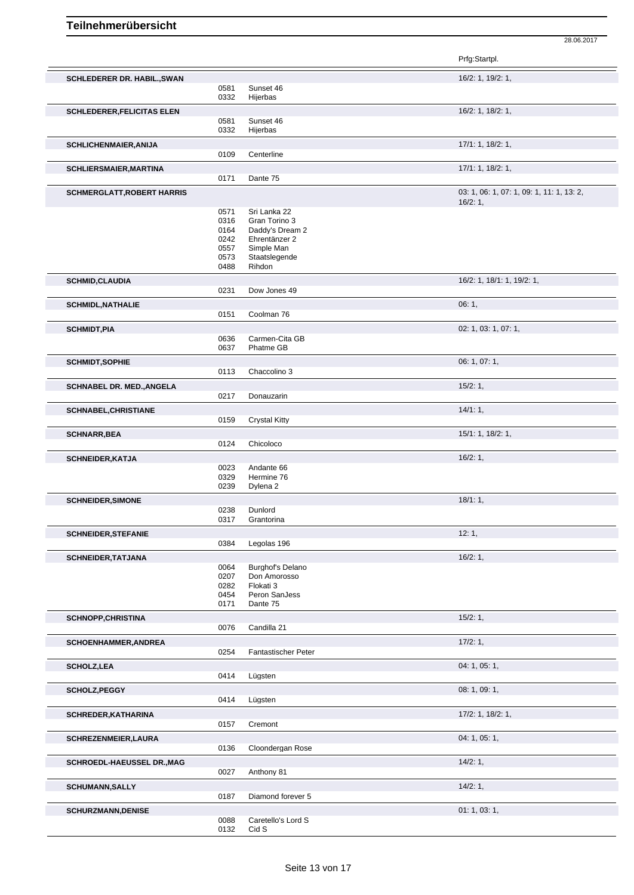# Teilnehmerübersicht

28.06.2017

| Name | Nr. | Pferd | Prfg:Startpl. |
|---|---|---|---|
| **SCHLEDERER DR. HABIL.,SWAN** | | | 16/2: 1, 19/2: 1, |
| | 0581 | Sunset 46 | |
| | 0332 | Hijerbas | |
| **SCHLEDERER,FELICITAS ELEN** | | | 16/2: 1, 18/2: 1, |
| | 0581 | Sunset 46 | |
| | 0332 | Hijerbas | |
| **SCHLICHENMAIER,ANIJA** | | | 17/1: 1, 18/2: 1, |
| | 0109 | Centerline | |
| **SCHLIERSMAIER,MARTINA** | | | 17/1: 1, 18/2: 1, |
| | 0171 | Dante 75 | |
| **SCHMERGLATT,ROBERT HARRIS** | | | 03: 1, 06: 1, 07: 1, 09: 1, 11: 1, 13: 2, 16/2: 1, |
| | 0571 | Sri Lanka 22 | |
| | 0316 | Gran Torino 3 | |
| | 0164 | Daddy's Dream 2 | |
| | 0242 | Ehrentänzer 2 | |
| | 0557 | Simple Man | |
| | 0573 | Staatslegende | |
| | 0488 | Rihdon | |
| **SCHMID,CLAUDIA** | | | 16/2: 1, 18/1: 1, 19/2: 1, |
| | 0231 | Dow Jones 49 | |
| **SCHMIDL,NATHALIE** | | | 06: 1, |
| | 0151 | Coolman 76 | |
| **SCHMIDT,PIA** | | | 02: 1, 03: 1, 07: 1, |
| | 0636 | Carmen-Cita GB | |
| | 0637 | Phatme GB | |
| **SCHMIDT,SOPHIE** | | | 06: 1, 07: 1, |
| | 0113 | Chaccolino 3 | |
| **SCHNABEL DR. MED.,ANGELA** | | | 15/2: 1, |
| | 0217 | Donauzarin | |
| **SCHNABEL,CHRISTIANE** | | | 14/1: 1, |
| | 0159 | Crystal Kitty | |
| **SCHNARR,BEA** | | | 15/1: 1, 18/2: 1, |
| | 0124 | Chicoloco | |
| **SCHNEIDER,KATJA** | | | 16/2: 1, |
| | 0023 | Andante 66 | |
| | 0329 | Hermine 76 | |
| | 0239 | Dylena 2 | |
| **SCHNEIDER,SIMONE** | | | 18/1: 1, |
| | 0238 | Dunlord | |
| | 0317 | Grantorina | |
| **SCHNEIDER,STEFANIE** | | | 12: 1, |
| | 0384 | Legolas 196 | |
| **SCHNEIDER,TATJANA** | | | 16/2: 1, |
| | 0064 | Burghof's Delano | |
| | 0207 | Don Amorosso | |
| | 0282 | Flokati 3 | |
| | 0454 | Peron SanJess | |
| | 0171 | Dante 75 | |
| **SCHNOPP,CHRISTINA** | | | 15/2: 1, |
| | 0076 | Candilla 21 | |
| **SCHOENHAMMER,ANDREA** | | | 17/2: 1, |
| | 0254 | Fantastischer Peter | |
| **SCHOLZ,LEA** | | | 04: 1, 05: 1, |
| | 0414 | Lügsten | |
| **SCHOLZ,PEGGY** | | | 08: 1, 09: 1, |
| | 0414 | Lügsten | |
| **SCHREDER,KATHARINA** | | | 17/2: 1, 18/2: 1, |
| | 0157 | Cremont | |
| **SCHREZENMEIER,LAURA** | | | 04: 1, 05: 1, |
| | 0136 | Cloondergan Rose | |
| **SCHROEDL-HAEUSSEL DR.,MAG** | | | 14/2: 1, |
| | 0027 | Anthony 81 | |
| **SCHUMANN,SALLY** | | | 14/2: 1, |
| | 0187 | Diamond forever 5 | |
| **SCHURZMANN,DENISE** | | | 01: 1, 03: 1, |
| | 0088 | Caretello's Lord S | |
| | 0132 | Cid S | |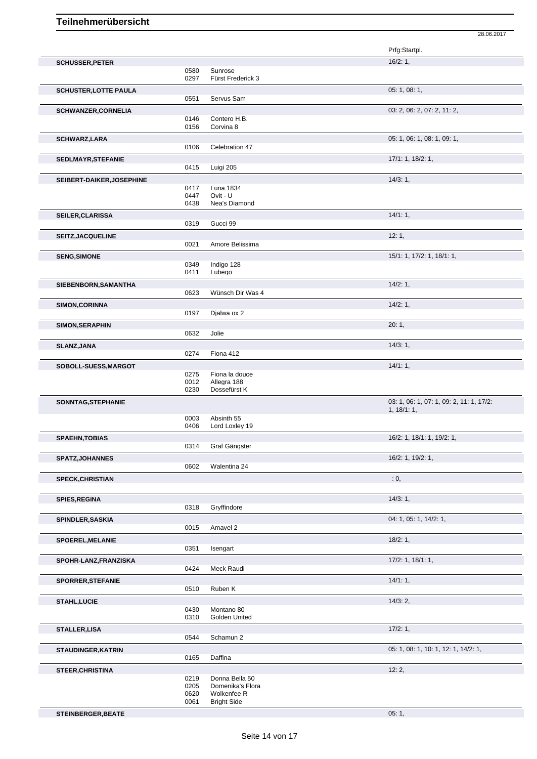# Teilnehmerübersicht

28.06.2017

| Name | Nr. | Pferd | Prfg:Startpl. |
|---|---|---|---|
| **SCHUSSER,PETER** | | | 16/2: 1, |
| | 0580 | Sunrose | |
| | 0297 | Fürst Frederick 3 | |
| **SCHUSTER,LOTTE PAULA** | | | 05: 1, 08: 1, |
| | 0551 | Servus Sam | |
| **SCHWANZER,CORNELIA** | | | 03: 2, 06: 2, 07: 2, 11: 2, |
| | 0146 | Contero H.B. | |
| | 0156 | Corvina 8 | |
| **SCHWARZ,LARA** | | | 05: 1, 06: 1, 08: 1, 09: 1, |
| | 0106 | Celebration 47 | |
| **SEDLMAYR,STEFANIE** | | | 17/1: 1, 18/2: 1, |
| | 0415 | Luigi 205 | |
| **SEIBERT-DAIKER,JOSEPHINE** | | | 14/3: 1, |
| | 0417 | Luna 1834 | |
| | 0447 | Ovit - U | |
| | 0438 | Nea's Diamond | |
| **SEILER,CLARISSA** | | | 14/1: 1, |
| | 0319 | Gucci 99 | |
| **SEITZ,JACQUELINE** | | | 12: 1, |
| | 0021 | Amore Belissima | |
| **SENG,SIMONE** | | | 15/1: 1, 17/2: 1, 18/1: 1, |
| | 0349 | Indigo 128 | |
| | 0411 | Lubego | |
| **SIEBENBORN,SAMANTHA** | | | 14/2: 1, |
| | 0623 | Wünsch Dir Was 4 | |
| **SIMON,CORINNA** | | | 14/2: 1, |
| | 0197 | Djalwa ox 2 | |
| **SIMON,SERAPHIN** | | | 20: 1, |
| | 0632 | Jolie | |
| **SLANZ,JANA** | | | 14/3: 1, |
| | 0274 | Fiona 412 | |
| **SOBOLL-SUESS,MARGOT** | | | 14/1: 1, |
| | 0275 | Fiona la douce | |
| | 0012 | Allegra 188 | |
| | 0230 | Dossefürst K | |
| **SONNTAG,STEPHANIE** | | | 03: 1, 06: 1, 07: 1, 09: 2, 11: 1, 17/2: 1, 18/1: 1, |
| | 0003 | Absinth 55 | |
| | 0406 | Lord Loxley 19 | |
| **SPAEHN,TOBIAS** | | | 16/2: 1, 18/1: 1, 19/2: 1, |
| | 0314 | Graf Gängster | |
| **SPATZ,JOHANNES** | | | 16/2: 1, 19/2: 1, |
| | 0602 | Walentina 24 | |
| **SPECK,CHRISTIAN** | | | : 0, |
| **SPIES,REGINA** | | | 14/3: 1, |
| | 0318 | Gryffindore | |
| **SPINDLER,SASKIA** | | | 04: 1, 05: 1, 14/2: 1, |
| | 0015 | Amavel 2 | |
| **SPOEREL,MELANIE** | | | 18/2: 1, |
| | 0351 | Isengart | |
| **SPOHR-LANZ,FRANZISKA** | | | 17/2: 1, 18/1: 1, |
| | 0424 | Meck Raudi | |
| **SPORRER,STEFANIE** | | | 14/1: 1, |
| | 0510 | Ruben K | |
| **STAHL,LUCIE** | | | 14/3: 2, |
| | 0430 | Montano 80 | |
| | 0310 | Golden United | |
| **STALLER,LISA** | | | 17/2: 1, |
| | 0544 | Schamun 2 | |
| **STAUDINGER,KATRIN** | | | 05: 1, 08: 1, 10: 1, 12: 1, 14/2: 1, |
| | 0165 | Daffina | |
| **STEER,CHRISTINA** | | | 12: 2, |
| | 0219 | Donna Bella 50 | |
| | 0205 | Domenika's Flora | |
| | 0620 | Wolkenfee R | |
| | 0061 | Bright Side | |
| **STEINBERGER,BEATE** | | | 05: 1, |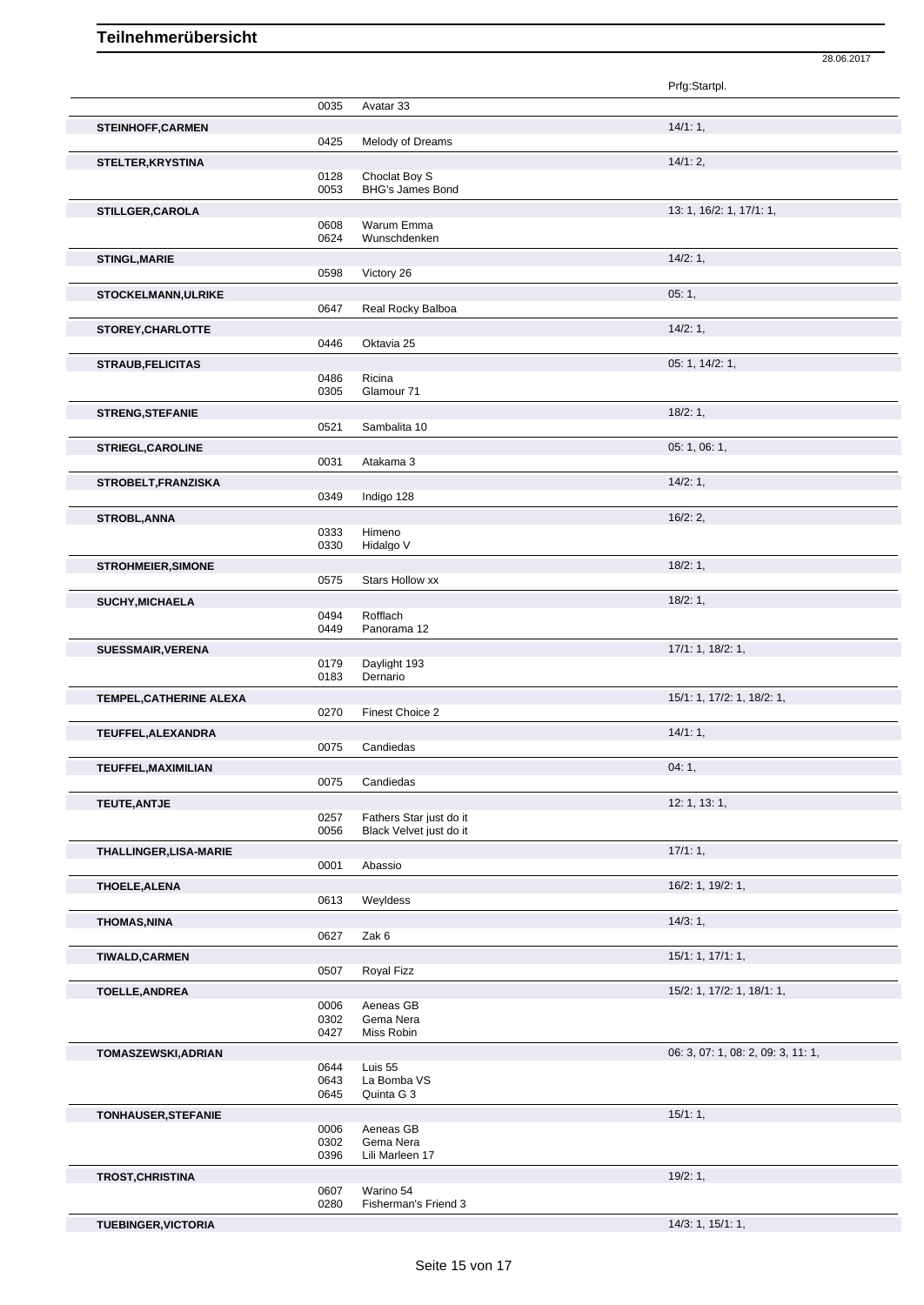# Teilnehmerübersicht

28.06.2017

| Name | Nr. | Pferd | Prfg:Startpl. |
|---|---|---|---|
| | 0035 | Avatar 33 | |
| **STEINHOFF,CARMEN** | | | 14/1: 1, |
| | 0425 | Melody of Dreams | |
| **STELTER,KRYSTINA** | | | 14/1: 2, |
| | 0128 | Choclat Boy S | |
| | 0053 | BHG's James Bond | |
| **STILLGER,CAROLA** | | | 13: 1, 16/2: 1, 17/1: 1, |
| | 0608 | Warum Emma | |
| | 0624 | Wunschdenken | |
| **STINGL,MARIE** | | | 14/2: 1, |
| | 0598 | Victory 26 | |
| **STOCKELMANN,ULRIKE** | | | 05: 1, |
| | 0647 | Real Rocky Balboa | |
| **STOREY,CHARLOTTE** | | | 14/2: 1, |
| | 0446 | Oktavia 25 | |
| **STRAUB,FELICITAS** | | | 05: 1, 14/2: 1, |
| | 0486 | Ricina | |
| | 0305 | Glamour 71 | |
| **STRENG,STEFANIE** | | | 18/2: 1, |
| | 0521 | Sambalita 10 | |
| **STRIEGL,CAROLINE** | | | 05: 1, 06: 1, |
| | 0031 | Atakama 3 | |
| **STROBELT,FRANZISKA** | | | 14/2: 1, |
| | 0349 | Indigo 128 | |
| **STROBL,ANNA** | | | 16/2: 2, |
| | 0333 | Himeno | |
| | 0330 | Hidalgo V | |
| **STROHMEIER,SIMONE** | | | 18/2: 1, |
| | 0575 | Stars Hollow xx | |
| **SUCHY,MICHAELA** | | | 18/2: 1, |
| | 0494 | Rofflach | |
| | 0449 | Panorama 12 | |
| **SUESSMAIR,VERENA** | | | 17/1: 1, 18/2: 1, |
| | 0179 | Daylight 193 | |
| | 0183 | Dernario | |
| **TEMPEL,CATHERINE ALEXA** | | | 15/1: 1, 17/2: 1, 18/2: 1, |
| | 0270 | Finest Choice 2 | |
| **TEUFFEL,ALEXANDRA** | | | 14/1: 1, |
| | 0075 | Candiedas | |
| **TEUFFEL,MAXIMILIAN** | | | 04: 1, |
| | 0075 | Candiedas | |
| **TEUTE,ANTJE** | | | 12: 1, 13: 1, |
| | 0257 | Fathers Star just do it | |
| | 0056 | Black Velvet just do it | |
| **THALLINGER,LISA-MARIE** | | | 17/1: 1, |
| | 0001 | Abassio | |
| **THOELE,ALENA** | | | 16/2: 1, 19/2: 1, |
| | 0613 | Weyldess | |
| **THOMAS,NINA** | | | 14/3: 1, |
| | 0627 | Zak 6 | |
| **TIWALD,CARMEN** | | | 15/1: 1, 17/1: 1, |
| | 0507 | Royal Fizz | |
| **TOELLE,ANDREA** | | | 15/2: 1, 17/2: 1, 18/1: 1, |
| | 0006 | Aeneas GB | |
| | 0302 | Gema Nera | |
| | 0427 | Miss Robin | |
| **TOMASZEWSKI,ADRIAN** | | | 06: 3, 07: 1, 08: 2, 09: 3, 11: 1, |
| | 0644 | Luis 55 | |
| | 0643 | La Bomba VS | |
| | 0645 | Quinta G 3 | |
| **TONHAUSER,STEFANIE** | | | 15/1: 1, |
| | 0006 | Aeneas GB | |
| | 0302 | Gema Nera | |
| | 0396 | Lili Marleen 17 | |
| **TROST,CHRISTINA** | | | 19/2: 1, |
| | 0607 | Warino 54 | |
| | 0280 | Fisherman's Friend 3 | |
| **TUEBINGER,VICTORIA** | | | 14/3: 1, 15/1: 1, |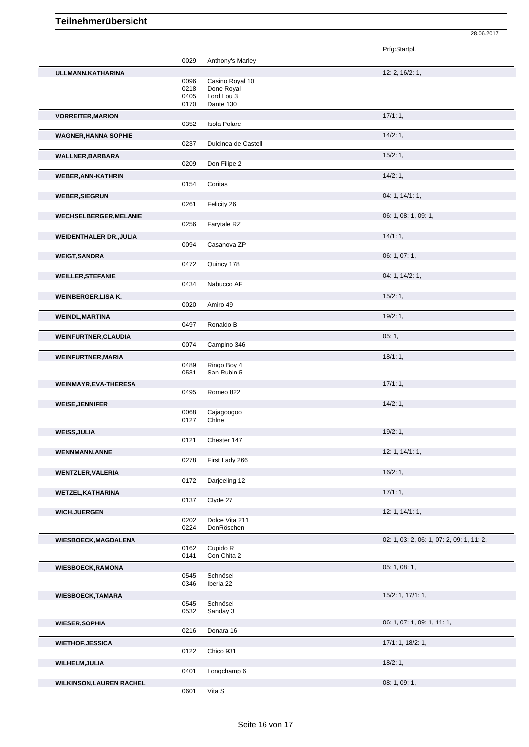# Teilnehmerübersicht

28.06.2017

| Name | Nr. | Pferd | Prfg:Startpl. |
|---|---|---|---|
| | 0029 | Anthony's Marley | |
| **ULLMANN,KATHARINA** | | | 12: 2, 16/2: 1, |
| | 0096 | Casino Royal 10 | |
| | 0218 | Done Royal | |
| | 0405 | Lord Lou 3 | |
| | 0170 | Dante 130 | |
| **VORREITER,MARION** | | | 17/1: 1, |
| | 0352 | Isola Polare | |
| **WAGNER,HANNA SOPHIE** | | | 14/2: 1, |
| | 0237 | Dulcinea de Castell | |
| **WALLNER,BARBARA** | | | 15/2: 1, |
| | 0209 | Don Filipe 2 | |
| **WEBER,ANN-KATHRIN** | | | 14/2: 1, |
| | 0154 | Coritas | |
| **WEBER,SIEGRUN** | | | 04: 1, 14/1: 1, |
| | 0261 | Felicity 26 | |
| **WECHSELBERGER,MELANIE** | | | 06: 1, 08: 1, 09: 1, |
| | 0256 | Farytale RZ | |
| **WEIDENTHALER DR.,JULIA** | | | 14/1: 1, |
| | 0094 | Casanova ZP | |
| **WEIGT,SANDRA** | | | 06: 1, 07: 1, |
| | 0472 | Quincy 178 | |
| **WEILLER,STEFANIE** | | | 04: 1, 14/2: 1, |
| | 0434 | Nabucco AF | |
| **WEINBERGER,LISA K.** | | | 15/2: 1, |
| | 0020 | Amiro 49 | |
| **WEINDL,MARTINA** | | | 19/2: 1, |
| | 0497 | Ronaldo B | |
| **WEINFURTNER,CLAUDIA** | | | 05: 1, |
| | 0074 | Campino 346 | |
| **WEINFURTNER,MARIA** | | | 18/1: 1, |
| | 0489 | Ringo Boy 4 | |
| | 0531 | San Rubin 5 | |
| **WEINMAYR,EVA-THERESA** | | | 17/1: 1, |
| | 0495 | Romeo 822 | |
| **WEISE,JENNIFER** | | | 14/2: 1, |
| | 0068 | Cajagoogoo | |
| | 0127 | Chlne | |
| **WEISS,JULIA** | | | 19/2: 1, |
| | 0121 | Chester 147 | |
| **WENNMANN,ANNE** | | | 12: 1, 14/1: 1, |
| | 0278 | First Lady 266 | |
| **WENTZLER,VALERIA** | | | 16/2: 1, |
| | 0172 | Darjeeling 12 | |
| **WETZEL,KATHARINA** | | | 17/1: 1, |
| | 0137 | Clyde 27 | |
| **WICH,JUERGEN** | | | 12: 1, 14/1: 1, |
| | 0202 | Dolce Vita 211 | |
| | 0224 | DonRöschen | |
| **WIESBOECK,MAGDALENA** | | | 02: 1, 03: 2, 06: 1, 07: 2, 09: 1, 11: 2, |
| | 0162 | Cupido R | |
| | 0141 | Con Chita 2 | |
| **WIESBOECK,RAMONA** | | | 05: 1, 08: 1, |
| | 0545 | Schnösel | |
| | 0346 | Iberia 22 | |
| **WIESBOECK,TAMARA** | | | 15/2: 1, 17/1: 1, |
| | 0545 | Schnösel | |
| | 0532 | Sanday 3 | |
| **WIESER,SOPHIA** | | | 06: 1, 07: 1, 09: 1, 11: 1, |
| | 0216 | Donara 16 | |
| **WIETHOF,JESSICA** | | | 17/1: 1, 18/2: 1, |
| | 0122 | Chico 931 | |
| **WILHELM,JULIA** | | | 18/2: 1, |
| | 0401 | Longchamp 6 | |
| **WILKINSON,LAUREN RACHEL** | | | 08: 1, 09: 1, |
| | 0601 | Vita S | |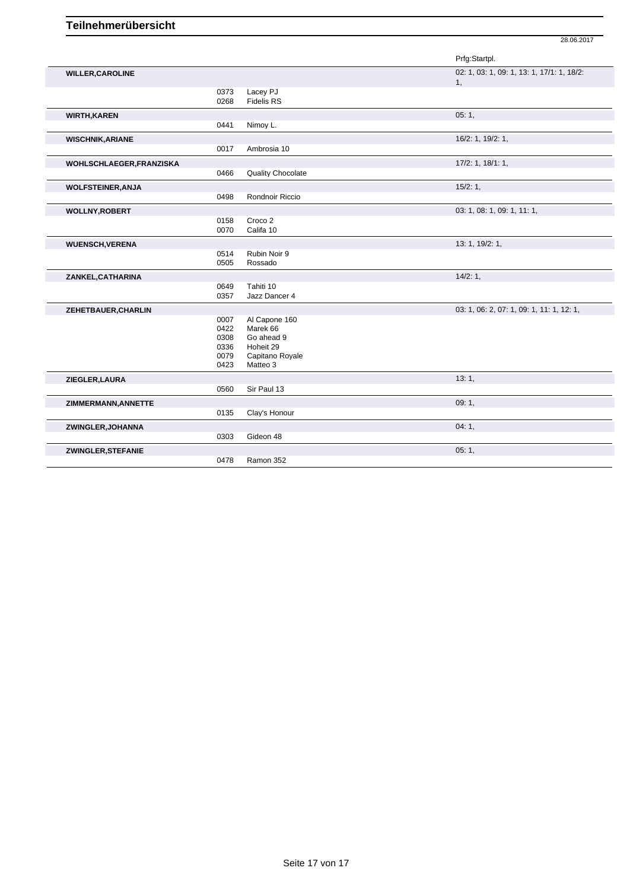# Teilnehmerübersicht

28.06.2017

| | | | Prfg:Startpl. |
|---|---|---|---|
| **WILLER,CAROLINE** | | | 02: 1, 03: 1, 09: 1, 13: 1, 17/1: 1, 18/2: 1, |
| | 0373 | Lacey PJ | |
| | 0268 | Fidelis RS | |
| **WIRTH,KAREN** | | | 05: 1, |
| | 0441 | Nimoy L. | |
| **WISCHNIK,ARIANE** | | | 16/2: 1, 19/2: 1, |
| | 0017 | Ambrosia 10 | |
| **WOHLSCHLAEGER,FRANZISKA** | | | 17/2: 1, 18/1: 1, |
| | 0466 | Quality Chocolate | |
| **WOLFSTEINER,ANJA** | | | 15/2: 1, |
| | 0498 | Rondnoir Riccio | |
| **WOLLNY,ROBERT** | | | 03: 1, 08: 1, 09: 1, 11: 1, |
| | 0158 | Croco 2 | |
| | 0070 | Califa 10 | |
| **WUENSCH,VERENA** | | | 13: 1, 19/2: 1, |
| | 0514 | Rubin Noir 9 | |
| | 0505 | Rossado | |
| **ZANKEL,CATHARINA** | | | 14/2: 1, |
| | 0649 | Tahiti 10 | |
| | 0357 | Jazz Dancer 4 | |
| **ZEHETBAUER,CHARLIN** | | | 03: 1, 06: 2, 07: 1, 09: 1, 11: 1, 12: 1, |
| | 0007 | Al Capone 160 | |
| | 0422 | Marek 66 | |
| | 0308 | Go ahead 9 | |
| | 0336 | Hoheit 29 | |
| | 0079 | Capitano Royale | |
| | 0423 | Matteo 3 | |
| **ZIEGLER,LAURA** | | | 13: 1, |
| | 0560 | Sir Paul 13 | |
| **ZIMMERMANN,ANNETTE** | | | 09: 1, |
| | 0135 | Clay's Honour | |
| **ZWINGLER,JOHANNA** | | | 04: 1, |
| | 0303 | Gideon 48 | |
| **ZWINGLER,STEFANIE** | | | 05: 1, |
| | 0478 | Ramon 352 | |